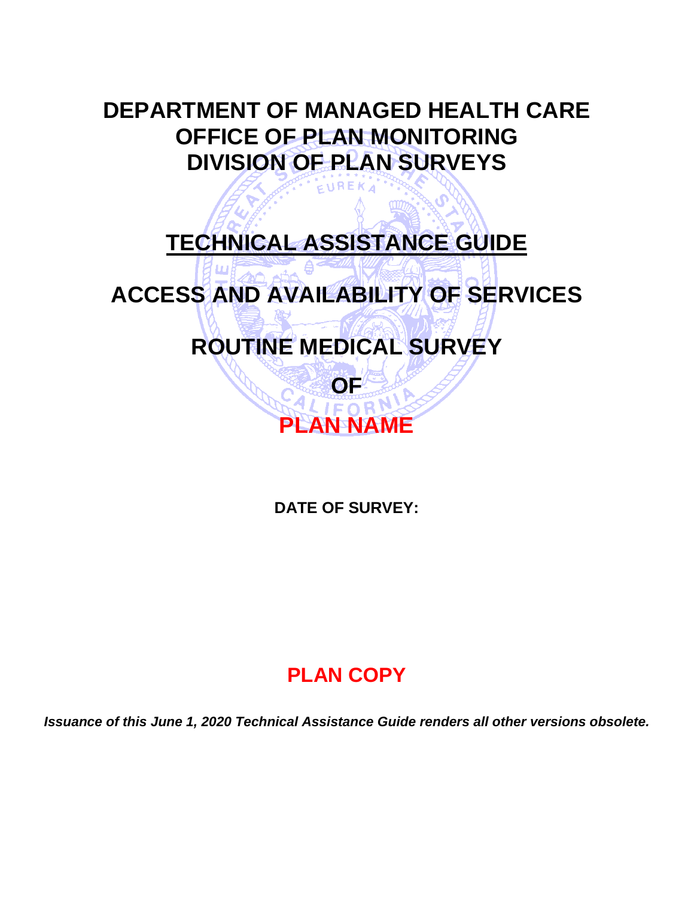# DEPARTMENT OF MANAGED HEALTH CARE
# OFFICE OF PLAN MONITORING
# DIVISION OF PLAN SURVEYS

## TECHNICAL ASSISTANCE GUIDE

## ACCESS AND AVAILABILITY OF SERVICES

## ROUTINE MEDICAL SURVEY

## OF

## PLAN NAME

**DATE OF SURVEY:**

## PLAN COPY

***Issuance of this June 1, 2020 Technical Assistance Guide renders all other versions obsolete.***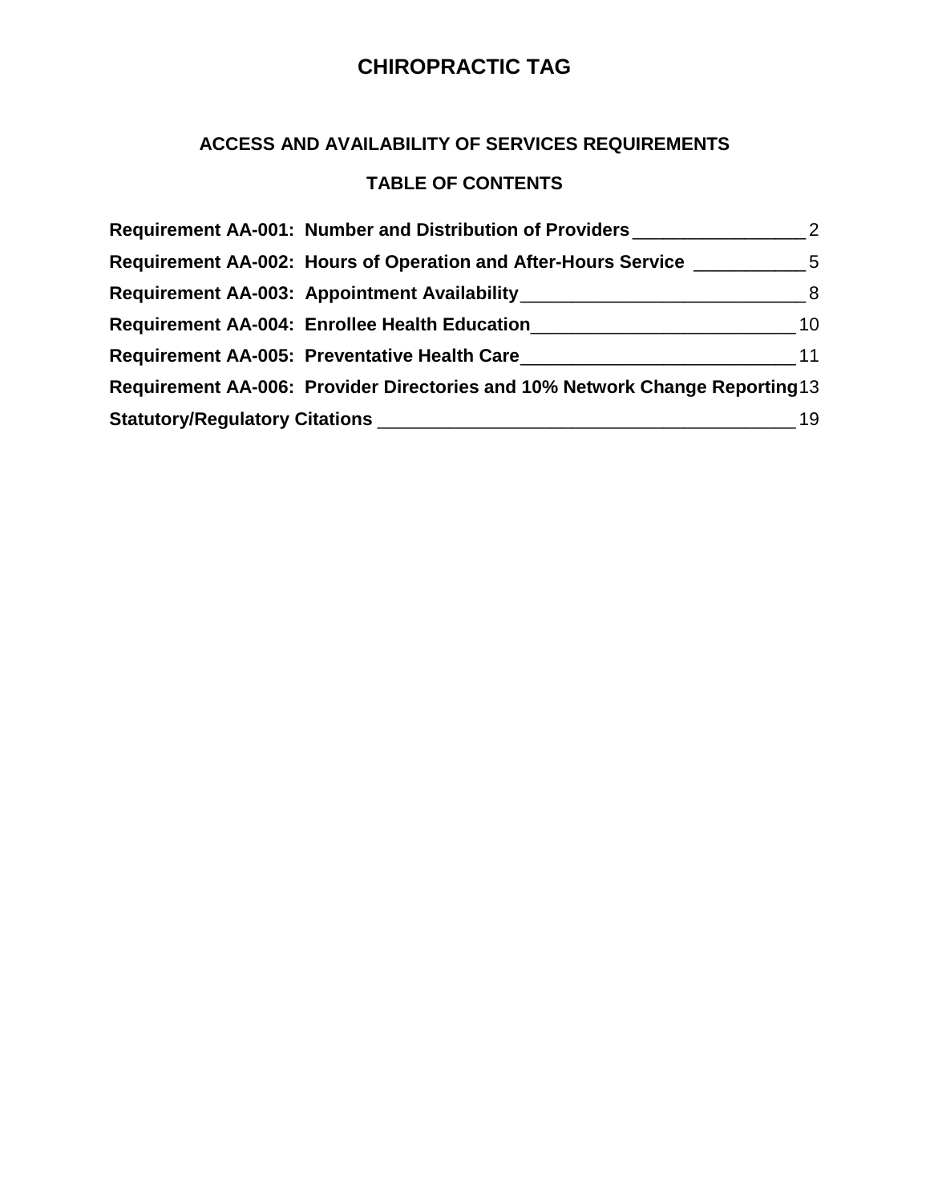# CHIROPRACTIC TAG

## ACCESS AND AVAILABILITY OF SERVICES REQUIREMENTS

## TABLE OF CONTENTS

**Requirement AA-001: Number and Distribution of Providers** _________________ 2

**Requirement AA-002: Hours of Operation and After-Hours Service** ___________ 5

**Requirement AA-003: Appointment Availability** ____________________________ 8

**Requirement AA-004: Enrollee Health Education** __________________________ 10

**Requirement AA-005: Preventative Health Care** ___________________________ 11

**Requirement AA-006: Provider Directories and 10% Network Change Reporting** 13

**Statutory/Regulatory Citations** _________________________________________ 19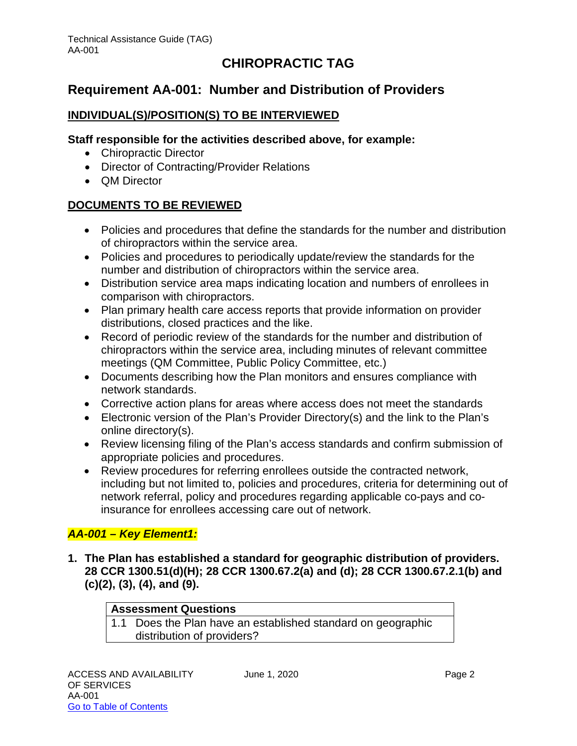# CHIROPRACTIC TAG

## Requirement AA-001: Number and Distribution of Providers

### INDIVIDUAL(S)/POSITION(S) TO BE INTERVIEWED

**Staff responsible for the activities described above, for example:**

- Chiropractic Director
- Director of Contracting/Provider Relations
- QM Director

### DOCUMENTS TO BE REVIEWED

- Policies and procedures that define the standards for the number and distribution of chiropractors within the service area.
- Policies and procedures to periodically update/review the standards for the number and distribution of chiropractors within the service area.
- Distribution service area maps indicating location and numbers of enrollees in comparison with chiropractors.
- Plan primary health care access reports that provide information on provider distributions, closed practices and the like.
- Record of periodic review of the standards for the number and distribution of chiropractors within the service area, including minutes of relevant committee meetings (QM Committee, Public Policy Committee, etc.)
- Documents describing how the Plan monitors and ensures compliance with network standards.
- Corrective action plans for areas where access does not meet the standards
- Electronic version of the Plan's Provider Directory(s) and the link to the Plan's online directory(s).
- Review licensing filing of the Plan's access standards and confirm submission of appropriate policies and procedures.
- Review procedures for referring enrollees outside the contracted network, including but not limited to, policies and procedures, criteria for determining out of network referral, policy and procedures regarding applicable co-pays and co-insurance for enrollees accessing care out of network.

### *AA-001 – Key Element1:*

1. **The Plan has established a standard for geographic distribution of providers. 28 CCR 1300.51(d)(H); 28 CCR 1300.67.2(a) and (d); 28 CCR 1300.67.2.1(b) and (c)(2), (3), (4), and (9).**

| **Assessment Questions** |
|---|
| 1.1 Does the Plan have an established standard on geographic distribution of providers? |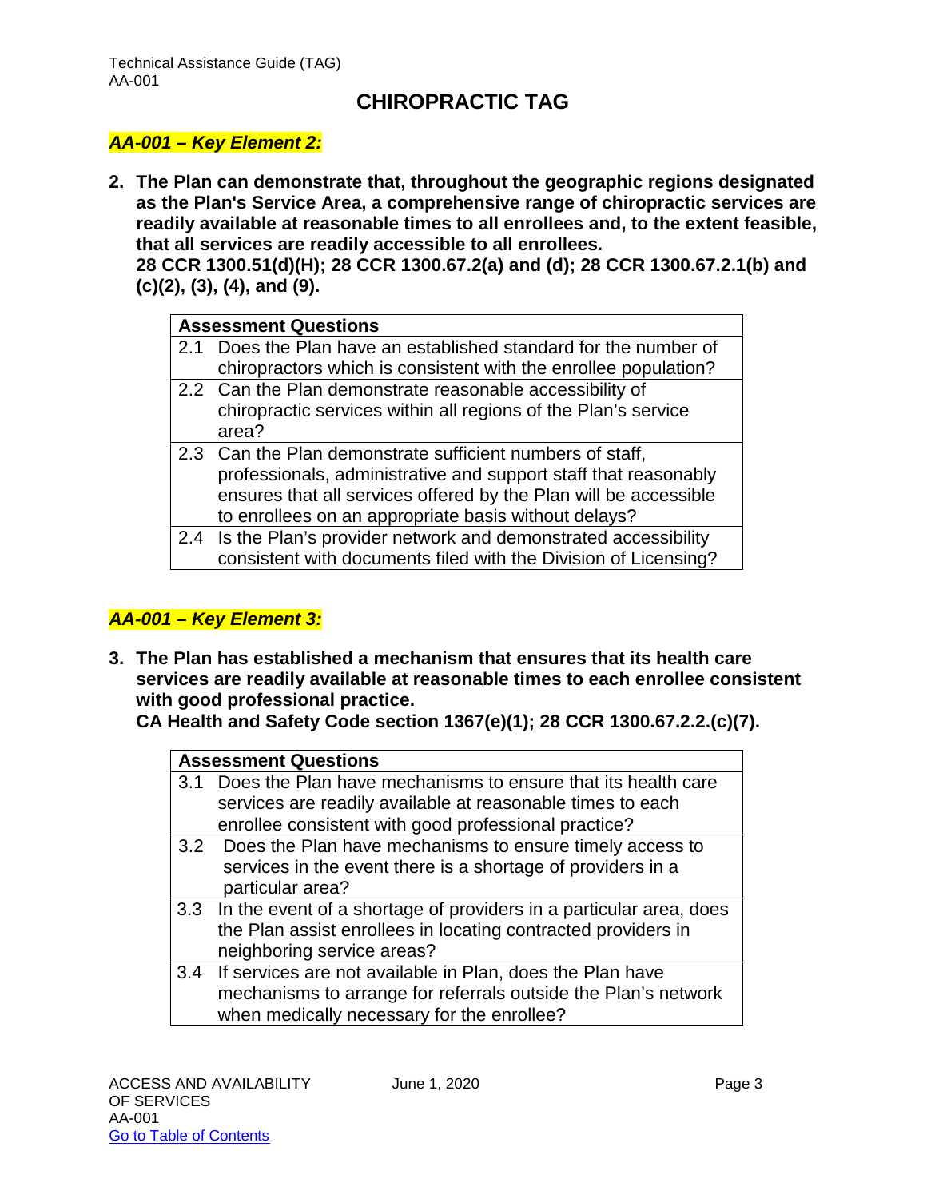# CHIROPRACTIC TAG

***AA-001 – Key Element 2:***

**2. The Plan can demonstrate that, throughout the geographic regions designated as the Plan's Service Area, a comprehensive range of chiropractic services are readily available at reasonable times to all enrollees and, to the extent feasible, that all services are readily accessible to all enrollees.**
**28 CCR 1300.51(d)(H); 28 CCR 1300.67.2(a) and (d); 28 CCR 1300.67.2.1(b) and (c)(2), (3), (4), and (9).**

| Assessment Questions | |
|---|---|
| 2.1 | Does the Plan have an established standard for the number of chiropractors which is consistent with the enrollee population? |
| 2.2 | Can the Plan demonstrate reasonable accessibility of chiropractic services within all regions of the Plan's service area? |
| 2.3 | Can the Plan demonstrate sufficient numbers of staff, professionals, administrative and support staff that reasonably ensures that all services offered by the Plan will be accessible to enrollees on an appropriate basis without delays? |
| 2.4 | Is the Plan's provider network and demonstrated accessibility consistent with documents filed with the Division of Licensing? |

***AA-001 – Key Element 3:***

**3. The Plan has established a mechanism that ensures that its health care services are readily available at reasonable times to each enrollee consistent with good professional practice.**
**CA Health and Safety Code section 1367(e)(1); 28 CCR 1300.67.2.2.(c)(7).**

| Assessment Questions | |
|---|---|
| 3.1 | Does the Plan have mechanisms to ensure that its health care services are readily available at reasonable times to each enrollee consistent with good professional practice? |
| 3.2 | Does the Plan have mechanisms to ensure timely access to services in the event there is a shortage of providers in a particular area? |
| 3.3 | In the event of a shortage of providers in a particular area, does the Plan assist enrollees in locating contracted providers in neighboring service areas? |
| 3.4 | If services are not available in Plan, does the Plan have mechanisms to arrange for referrals outside the Plan's network when medically necessary for the enrollee? |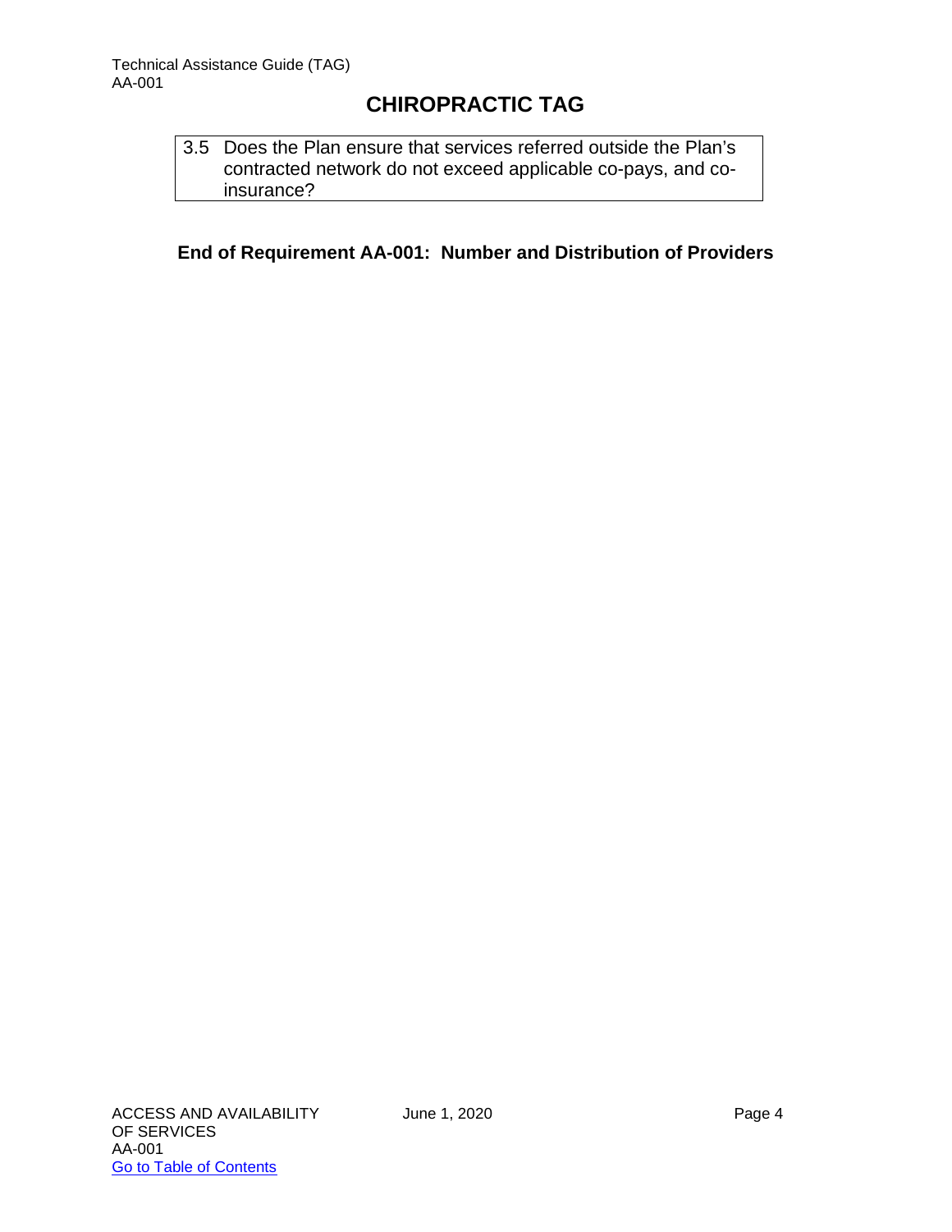3.5 Does the Plan ensure that services referred outside the Plan's contracted network do not exceed applicable co-pays, and co-insurance?

**End of Requirement AA-001: Number and Distribution of Providers**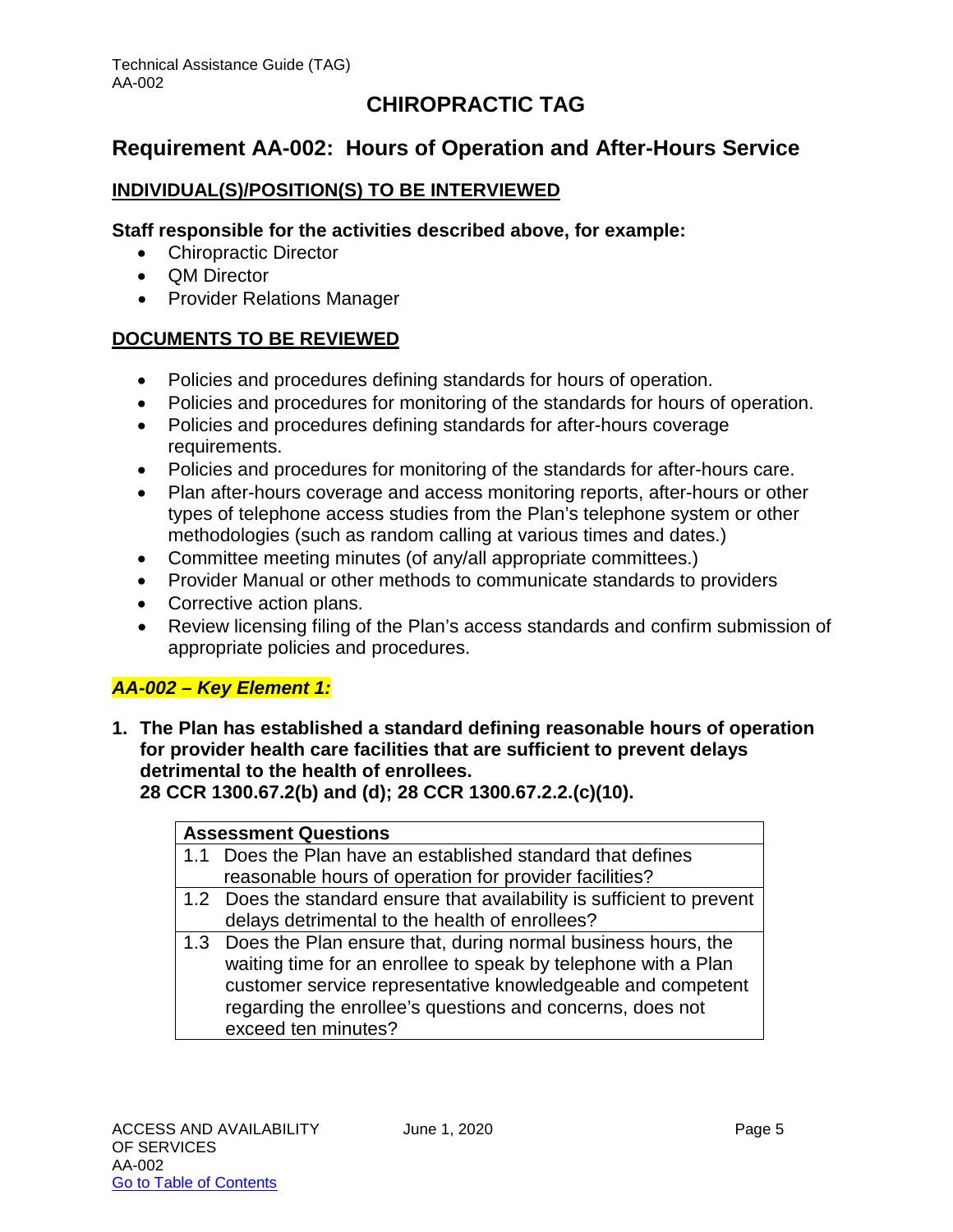# CHIROPRACTIC TAG

## Requirement AA-002: Hours of Operation and After-Hours Service

### INDIVIDUAL(S)/POSITION(S) TO BE INTERVIEWED

**Staff responsible for the activities described above, for example:**

- Chiropractic Director
- QM Director
- Provider Relations Manager

### DOCUMENTS TO BE REVIEWED

- Policies and procedures defining standards for hours of operation.
- Policies and procedures for monitoring of the standards for hours of operation.
- Policies and procedures defining standards for after-hours coverage requirements.
- Policies and procedures for monitoring of the standards for after-hours care.
- Plan after-hours coverage and access monitoring reports, after-hours or other types of telephone access studies from the Plan's telephone system or other methodologies (such as random calling at various times and dates.)
- Committee meeting minutes (of any/all appropriate committees.)
- Provider Manual or other methods to communicate standards to providers
- Corrective action plans.
- Review licensing filing of the Plan's access standards and confirm submission of appropriate policies and procedures.

### *AA-002 – Key Element 1:*

**1. The Plan has established a standard defining reasonable hours of operation for provider health care facilities that are sufficient to prevent delays detrimental to the health of enrollees.**
**28 CCR 1300.67.2(b) and (d); 28 CCR 1300.67.2.2.(c)(10).**

| Assessment Questions |
|---|
| 1.1 Does the Plan have an established standard that defines reasonable hours of operation for provider facilities? |
| 1.2 Does the standard ensure that availability is sufficient to prevent delays detrimental to the health of enrollees? |
| 1.3 Does the Plan ensure that, during normal business hours, the waiting time for an enrollee to speak by telephone with a Plan customer service representative knowledgeable and competent regarding the enrollee's questions and concerns, does not exceed ten minutes? |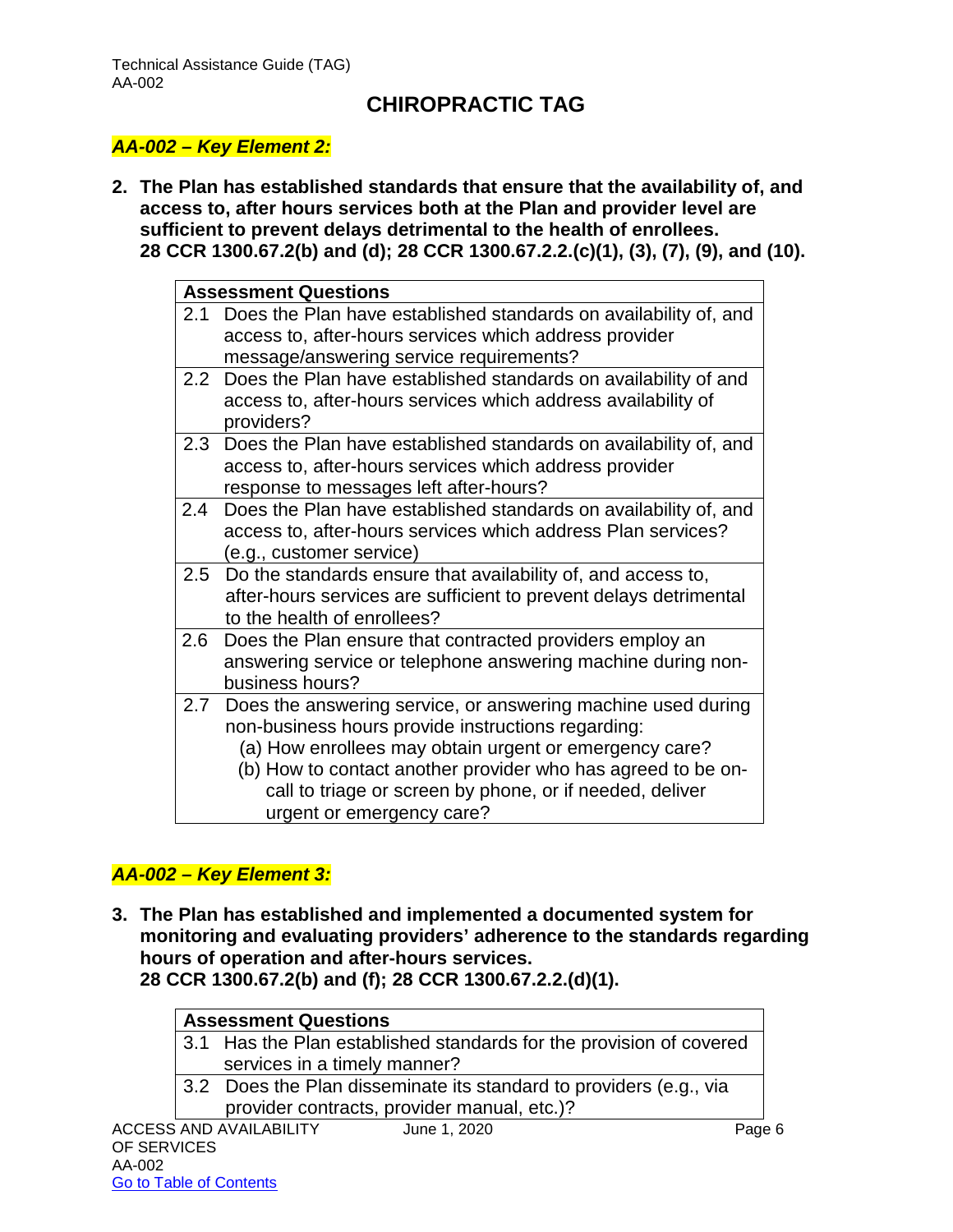# CHIROPRACTIC TAG

***AA-002 – Key Element 2:***

**2. The Plan has established standards that ensure that the availability of, and access to, after hours services both at the Plan and provider level are sufficient to prevent delays detrimental to the health of enrollees. 28 CCR 1300.67.2(b) and (d); 28 CCR 1300.67.2.2.(c)(1), (3), (7), (9), and (10).**

| **Assessment Questions** |
|---|
| 2.1 Does the Plan have established standards on availability of, and access to, after-hours services which address provider message/answering service requirements? |
| 2.2 Does the Plan have established standards on availability of and access to, after-hours services which address availability of providers? |
| 2.3 Does the Plan have established standards on availability of, and access to, after-hours services which address provider response to messages left after-hours? |
| 2.4 Does the Plan have established standards on availability of, and access to, after-hours services which address Plan services? (e.g., customer service) |
| 2.5 Do the standards ensure that availability of, and access to, after-hours services are sufficient to prevent delays detrimental to the health of enrollees? |
| 2.6 Does the Plan ensure that contracted providers employ an answering service or telephone answering machine during non-business hours? |
| 2.7 Does the answering service, or answering machine used during non-business hours provide instructions regarding: (a) How enrollees may obtain urgent or emergency care? (b) How to contact another provider who has agreed to be on-call to triage or screen by phone, or if needed, deliver urgent or emergency care? |

***AA-002 – Key Element 3:***

**3. The Plan has established and implemented a documented system for monitoring and evaluating providers' adherence to the standards regarding hours of operation and after-hours services. 28 CCR 1300.67.2(b) and (f); 28 CCR 1300.67.2.2.(d)(1).**

| **Assessment Questions** |
|---|
| 3.1 Has the Plan established standards for the provision of covered services in a timely manner? |
| 3.2 Does the Plan disseminate its standard to providers (e.g., via provider contracts, provider manual, etc.)? |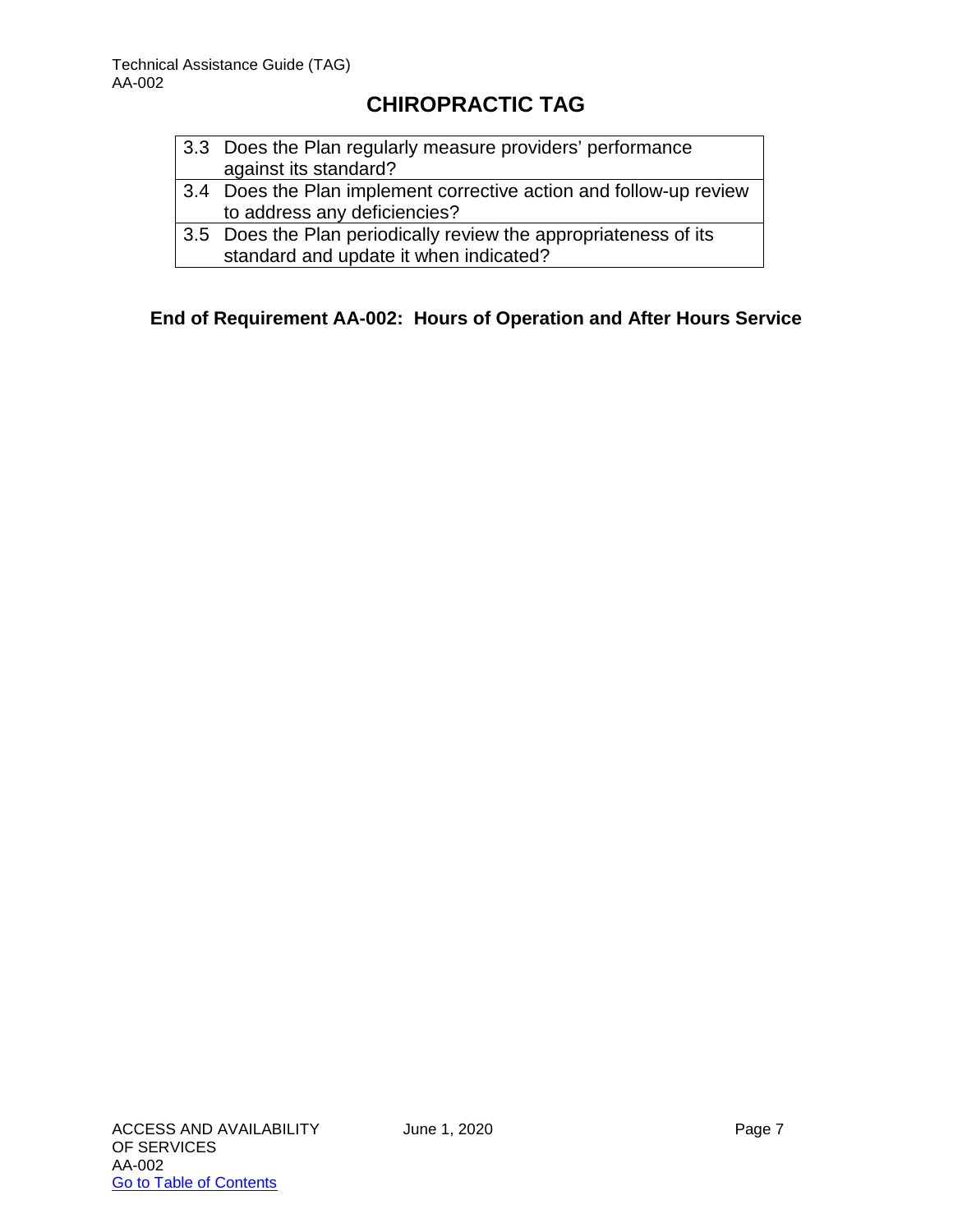| |
|---|
| 3.3 Does the Plan regularly measure providers' performance against its standard? |
| 3.4 Does the Plan implement corrective action and follow-up review to address any deficiencies? |
| 3.5 Does the Plan periodically review the appropriateness of its standard and update it when indicated? |

**End of Requirement AA-002: Hours of Operation and After Hours Service**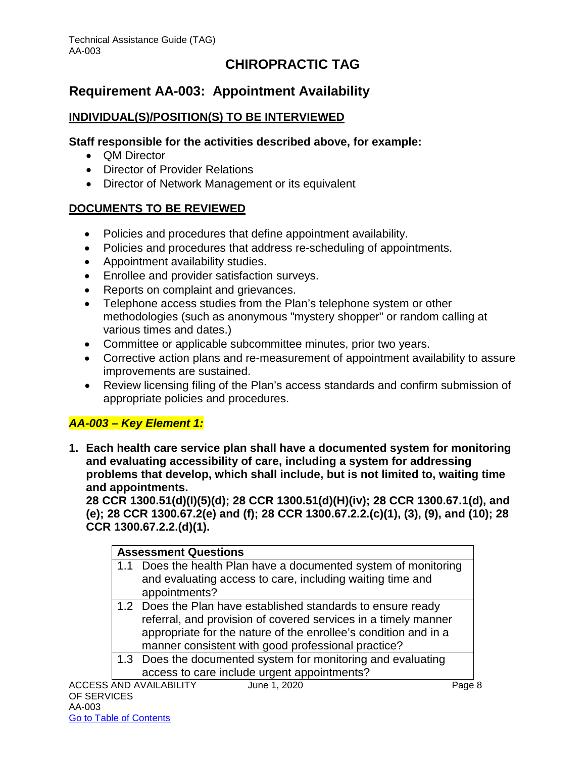# CHIROPRACTIC TAG

## Requirement AA-003: Appointment Availability

### INDIVIDUAL(S)/POSITION(S) TO BE INTERVIEWED

**Staff responsible for the activities described above, for example:**

- QM Director
- Director of Provider Relations
- Director of Network Management or its equivalent

### DOCUMENTS TO BE REVIEWED

- Policies and procedures that define appointment availability.
- Policies and procedures that address re-scheduling of appointments.
- Appointment availability studies.
- Enrollee and provider satisfaction surveys.
- Reports on complaint and grievances.
- Telephone access studies from the Plan's telephone system or other methodologies (such as anonymous "mystery shopper" or random calling at various times and dates.)
- Committee or applicable subcommittee minutes, prior two years.
- Corrective action plans and re-measurement of appointment availability to assure improvements are sustained.
- Review licensing filing of the Plan's access standards and confirm submission of appropriate policies and procedures.

### *AA-003 – Key Element 1:*

**1. Each health care service plan shall have a documented system for monitoring and evaluating accessibility of care, including a system for addressing problems that develop, which shall include, but is not limited to, waiting time and appointments.**
**28 CCR 1300.51(d)(I)(5)(d); 28 CCR 1300.51(d)(H)(iv); 28 CCR 1300.67.1(d), and (e); 28 CCR 1300.67.2(e) and (f); 28 CCR 1300.67.2.2.(c)(1), (3), (9), and (10); 28 CCR 1300.67.2.2.(d)(1).**

| Assessment Questions |
|---|
| 1.1 Does the health Plan have a documented system of monitoring and evaluating access to care, including waiting time and appointments? |
| 1.2 Does the Plan have established standards to ensure ready referral, and provision of covered services in a timely manner appropriate for the nature of the enrollee's condition and in a manner consistent with good professional practice? |
| 1.3 Does the documented system for monitoring and evaluating access to care include urgent appointments? |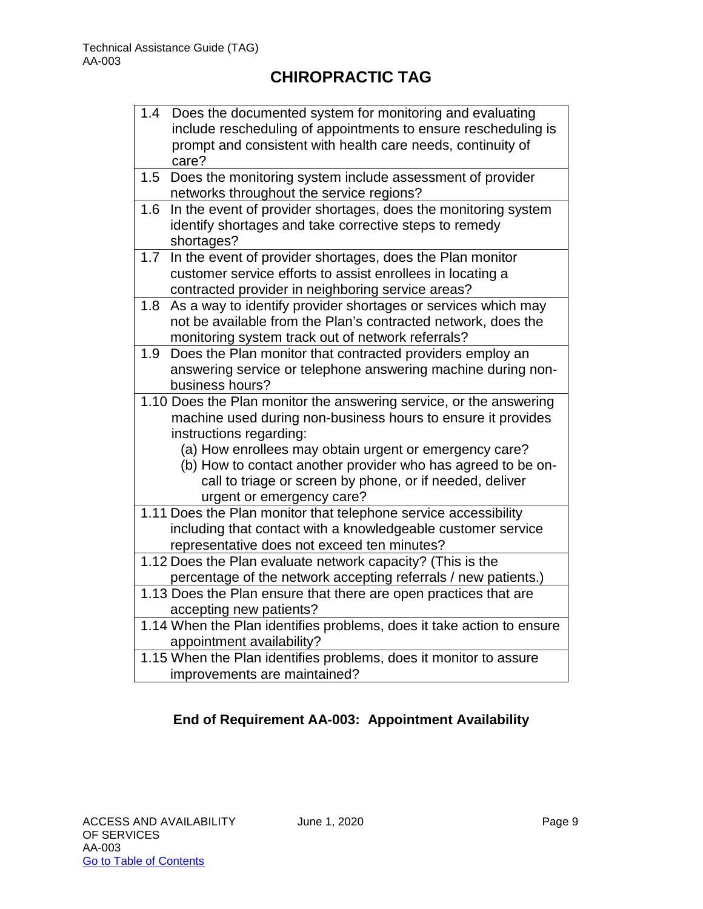# CHIROPRACTIC TAG

| |
|---|
| 1.4 Does the documented system for monitoring and evaluating include rescheduling of appointments to ensure rescheduling is prompt and consistent with health care needs, continuity of care? |
| 1.5 Does the monitoring system include assessment of provider networks throughout the service regions? |
| 1.6 In the event of provider shortages, does the monitoring system identify shortages and take corrective steps to remedy shortages? |
| 1.7 In the event of provider shortages, does the Plan monitor customer service efforts to assist enrollees in locating a contracted provider in neighboring service areas? |
| 1.8 As a way to identify provider shortages or services which may not be available from the Plan's contracted network, does the monitoring system track out of network referrals? |
| 1.9 Does the Plan monitor that contracted providers employ an answering service or telephone answering machine during non-business hours? |
| 1.10 Does the Plan monitor the answering service, or the answering machine used during non-business hours to ensure it provides instructions regarding:<br>(a) How enrollees may obtain urgent or emergency care?<br>(b) How to contact another provider who has agreed to be on-call to triage or screen by phone, or if needed, deliver urgent or emergency care? |
| 1.11 Does the Plan monitor that telephone service accessibility including that contact with a knowledgeable customer service representative does not exceed ten minutes? |
| 1.12 Does the Plan evaluate network capacity? (This is the percentage of the network accepting referrals / new patients.) |
| 1.13 Does the Plan ensure that there are open practices that are accepting new patients? |
| 1.14 When the Plan identifies problems, does it take action to ensure appointment availability? |
| 1.15 When the Plan identifies problems, does it monitor to assure improvements are maintained? |

**End of Requirement AA-003: Appointment Availability**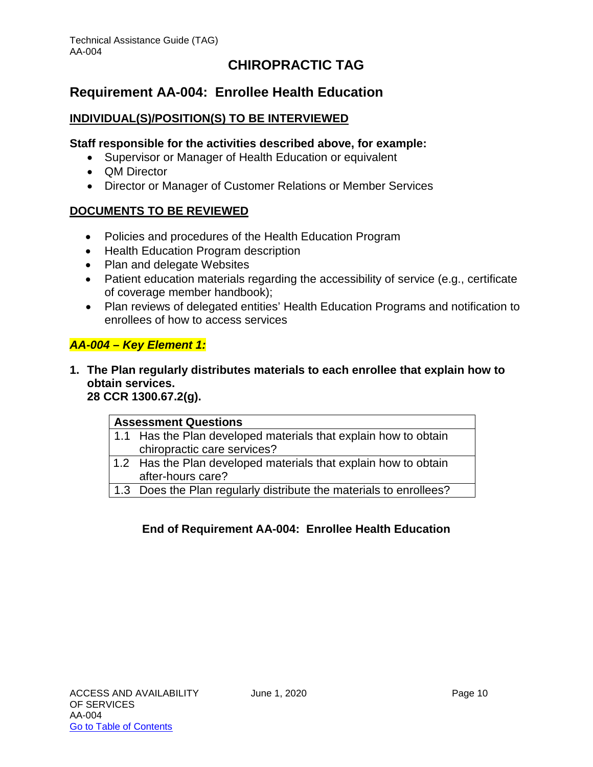# CHIROPRACTIC TAG

## Requirement AA-004: Enrollee Health Education

### INDIVIDUAL(S)/POSITION(S) TO BE INTERVIEWED

**Staff responsible for the activities described above, for example:**

- Supervisor or Manager of Health Education or equivalent
- QM Director
- Director or Manager of Customer Relations or Member Services

### DOCUMENTS TO BE REVIEWED

- Policies and procedures of the Health Education Program
- Health Education Program description
- Plan and delegate Websites
- Patient education materials regarding the accessibility of service (e.g., certificate of coverage member handbook);
- Plan reviews of delegated entities' Health Education Programs and notification to enrollees of how to access services

***AA-004 – Key Element 1:***

**1. The Plan regularly distributes materials to each enrollee that explain how to obtain services.**
**28 CCR 1300.67.2(g).**

| Assessment Questions |
|---|
| 1.1 Has the Plan developed materials that explain how to obtain chiropractic care services? |
| 1.2 Has the Plan developed materials that explain how to obtain after-hours care? |
| 1.3 Does the Plan regularly distribute the materials to enrollees? |

**End of Requirement AA-004: Enrollee Health Education**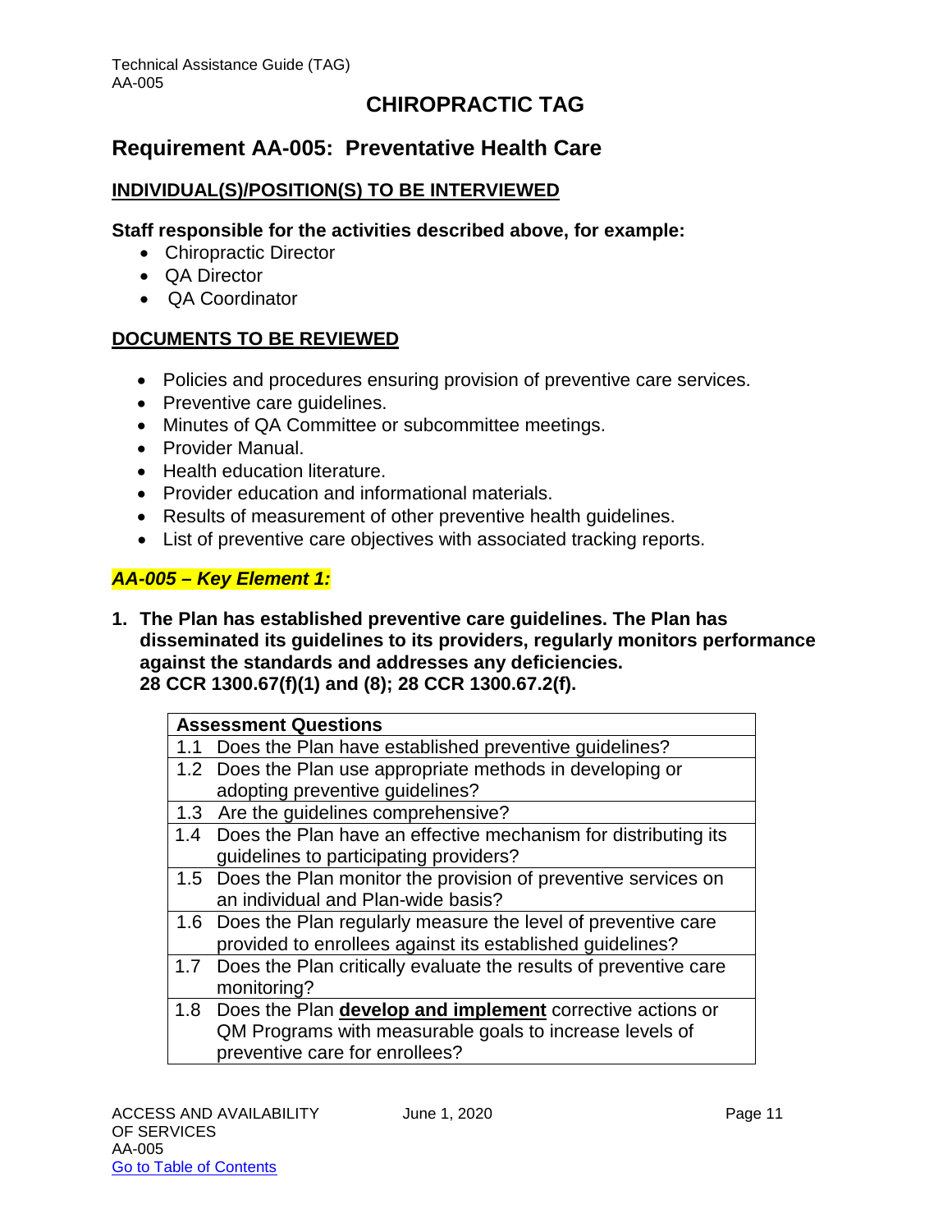# CHIROPRACTIC TAG

## Requirement AA-005: Preventative Health Care

### INDIVIDUAL(S)/POSITION(S) TO BE INTERVIEWED

**Staff responsible for the activities described above, for example:**

- Chiropractic Director
- QA Director
- QA Coordinator

### DOCUMENTS TO BE REVIEWED

- Policies and procedures ensuring provision of preventive care services.
- Preventive care guidelines.
- Minutes of QA Committee or subcommittee meetings.
- Provider Manual.
- Health education literature.
- Provider education and informational materials.
- Results of measurement of other preventive health guidelines.
- List of preventive care objectives with associated tracking reports.

***AA-005 – Key Element 1:***

**1. The Plan has established preventive care guidelines. The Plan has disseminated its guidelines to its providers, regularly monitors performance against the standards and addresses any deficiencies. 28 CCR 1300.67(f)(1) and (8); 28 CCR 1300.67.2(f).**

| Assessment Questions |
|---|
| 1.1 Does the Plan have established preventive guidelines? |
| 1.2 Does the Plan use appropriate methods in developing or adopting preventive guidelines? |
| 1.3 Are the guidelines comprehensive? |
| 1.4 Does the Plan have an effective mechanism for distributing its guidelines to participating providers? |
| 1.5 Does the Plan monitor the provision of preventive services on an individual and Plan-wide basis? |
| 1.6 Does the Plan regularly measure the level of preventive care provided to enrollees against its established guidelines? |
| 1.7 Does the Plan critically evaluate the results of preventive care monitoring? |
| 1.8 Does the Plan **develop and implement** corrective actions or QM Programs with measurable goals to increase levels of preventive care for enrollees? |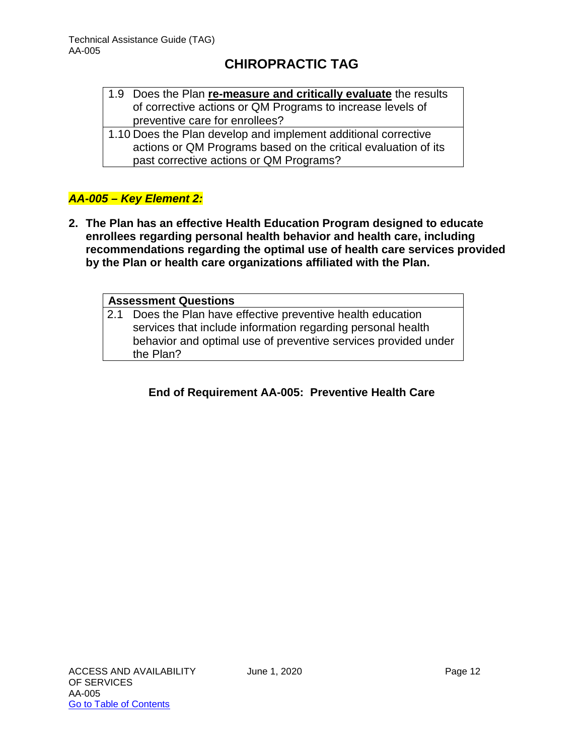| | |
|---|---|
| 1.9 | Does the Plan **re-measure and critically evaluate** the results of corrective actions or QM Programs to increase levels of preventive care for enrollees? |
| 1.10 | Does the Plan develop and implement additional corrective actions or QM Programs based on the critical evaluation of its past corrective actions or QM Programs? |

***AA-005 – Key Element 2:***

**2. The Plan has an effective Health Education Program designed to educate enrollees regarding personal health behavior and health care, including recommendations regarding the optimal use of health care services provided by the Plan or health care organizations affiliated with the Plan.**

| **Assessment Questions** | |
|---|---|
| 2.1 | Does the Plan have effective preventive health education services that include information regarding personal health behavior and optimal use of preventive services provided under the Plan? |

**End of Requirement AA-005: Preventive Health Care**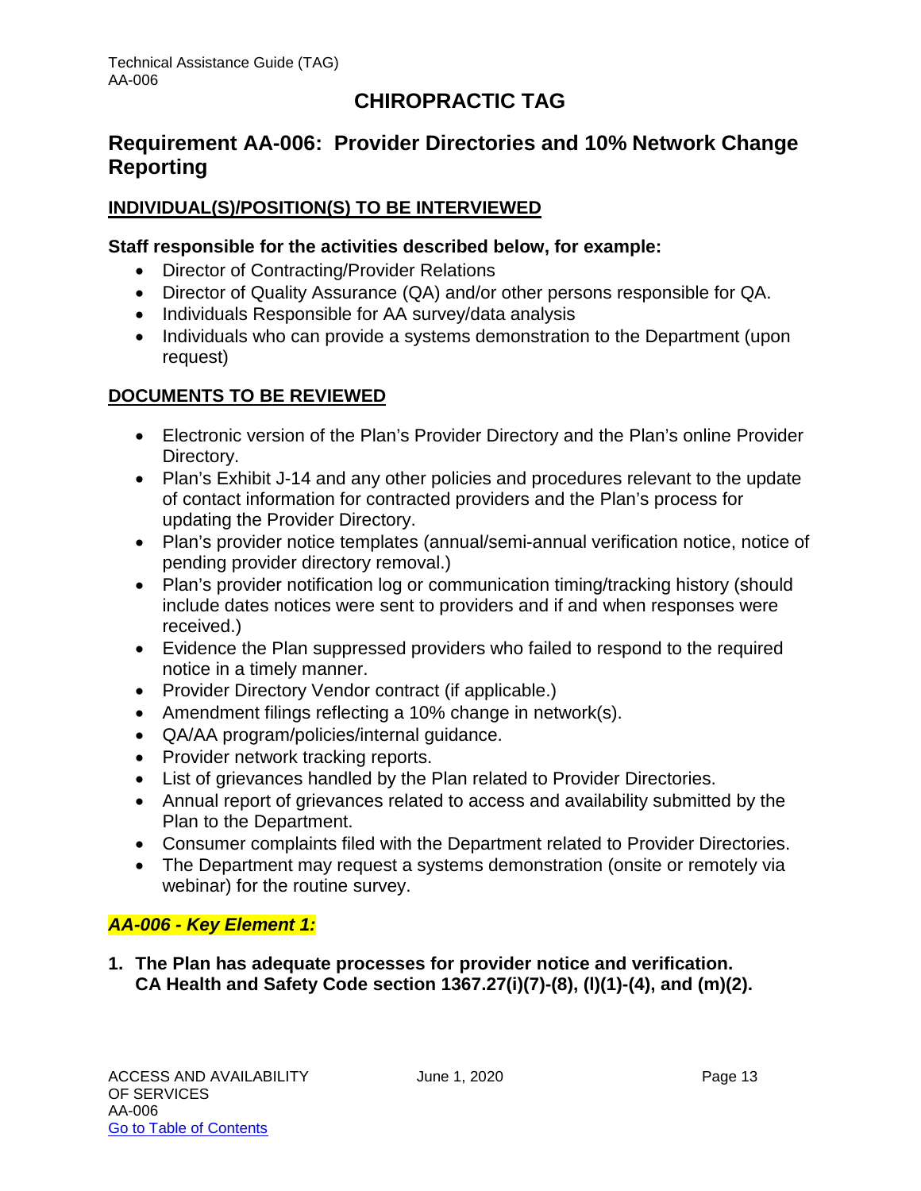# CHIROPRACTIC TAG

## Requirement AA-006: Provider Directories and 10% Network Change Reporting

### INDIVIDUAL(S)/POSITION(S) TO BE INTERVIEWED

**Staff responsible for the activities described below, for example:**

- Director of Contracting/Provider Relations
- Director of Quality Assurance (QA) and/or other persons responsible for QA.
- Individuals Responsible for AA survey/data analysis
- Individuals who can provide a systems demonstration to the Department (upon request)

### DOCUMENTS TO BE REVIEWED

- Electronic version of the Plan's Provider Directory and the Plan's online Provider Directory.
- Plan's Exhibit J-14 and any other policies and procedures relevant to the update of contact information for contracted providers and the Plan's process for updating the Provider Directory.
- Plan's provider notice templates (annual/semi-annual verification notice, notice of pending provider directory removal.)
- Plan's provider notification log or communication timing/tracking history (should include dates notices were sent to providers and if and when responses were received.)
- Evidence the Plan suppressed providers who failed to respond to the required notice in a timely manner.
- Provider Directory Vendor contract (if applicable.)
- Amendment filings reflecting a 10% change in network(s).
- QA/AA program/policies/internal guidance.
- Provider network tracking reports.
- List of grievances handled by the Plan related to Provider Directories.
- Annual report of grievances related to access and availability submitted by the Plan to the Department.
- Consumer complaints filed with the Department related to Provider Directories.
- The Department may request a systems demonstration (onsite or remotely via webinar) for the routine survey.

### *AA-006 - Key Element 1:*

**1. The Plan has adequate processes for provider notice and verification. CA Health and Safety Code section 1367.27(i)(7)-(8), (l)(1)-(4), and (m)(2).**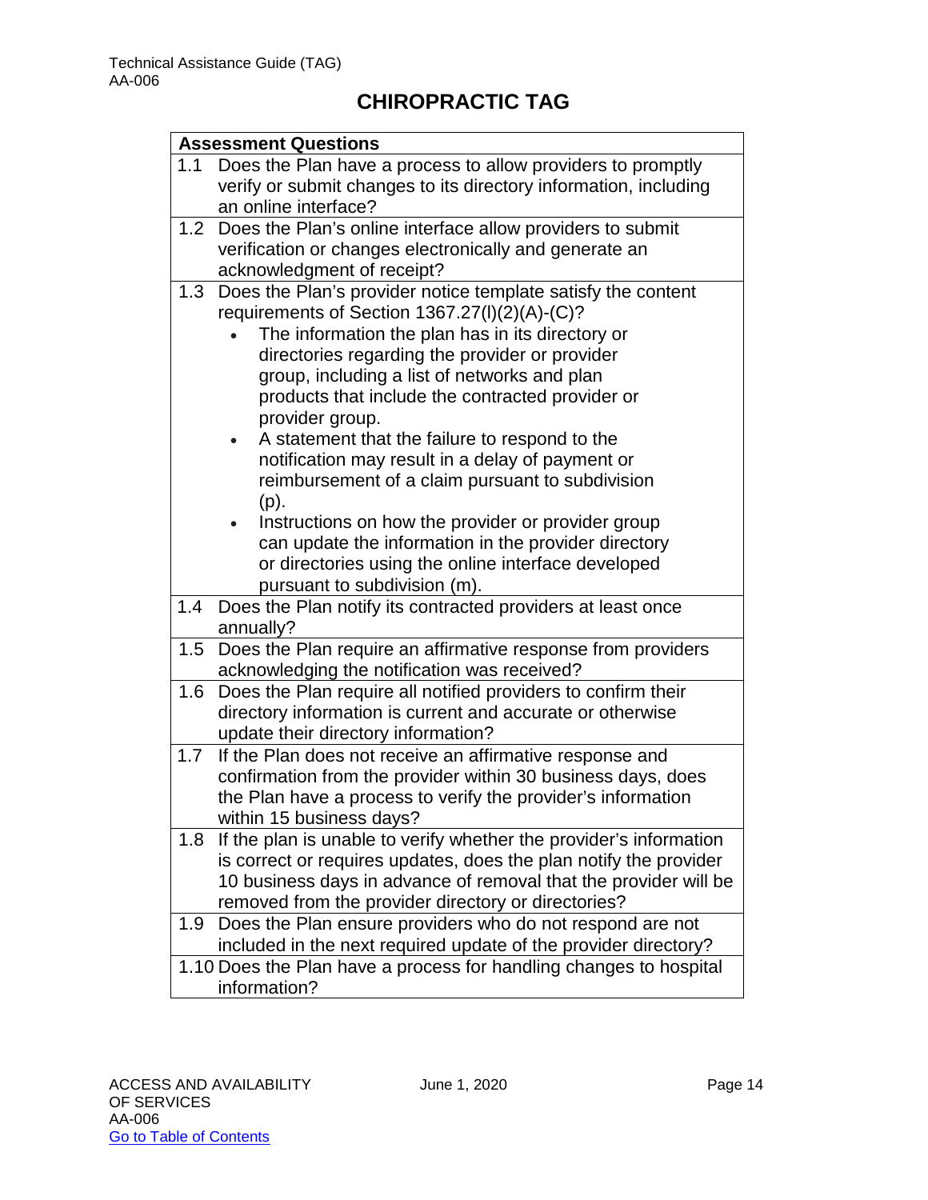# CHIROPRACTIC TAG

| Assessment Questions |
|---|
| 1.1 Does the Plan have a process to allow providers to promptly verify or submit changes to its directory information, including an online interface? |
| 1.2 Does the Plan's online interface allow providers to submit verification or changes electronically and generate an acknowledgment of receipt? |
| 1.3 Does the Plan's provider notice template satisfy the content requirements of Section 1367.27(l)(2)(A)-(C)?<br>• The information the plan has in its directory or directories regarding the provider or provider group, including a list of networks and plan products that include the contracted provider or provider group.<br>• A statement that the failure to respond to the notification may result in a delay of payment or reimbursement of a claim pursuant to subdivision (p).<br>• Instructions on how the provider or provider group can update the information in the provider directory or directories using the online interface developed pursuant to subdivision (m). |
| 1.4 Does the Plan notify its contracted providers at least once annually? |
| 1.5 Does the Plan require an affirmative response from providers acknowledging the notification was received? |
| 1.6 Does the Plan require all notified providers to confirm their directory information is current and accurate or otherwise update their directory information? |
| 1.7 If the Plan does not receive an affirmative response and confirmation from the provider within 30 business days, does the Plan have a process to verify the provider's information within 15 business days? |
| 1.8 If the plan is unable to verify whether the provider's information is correct or requires updates, does the plan notify the provider 10 business days in advance of removal that the provider will be removed from the provider directory or directories? |
| 1.9 Does the Plan ensure providers who do not respond are not included in the next required update of the provider directory? |
| 1.10 Does the Plan have a process for handling changes to hospital information? |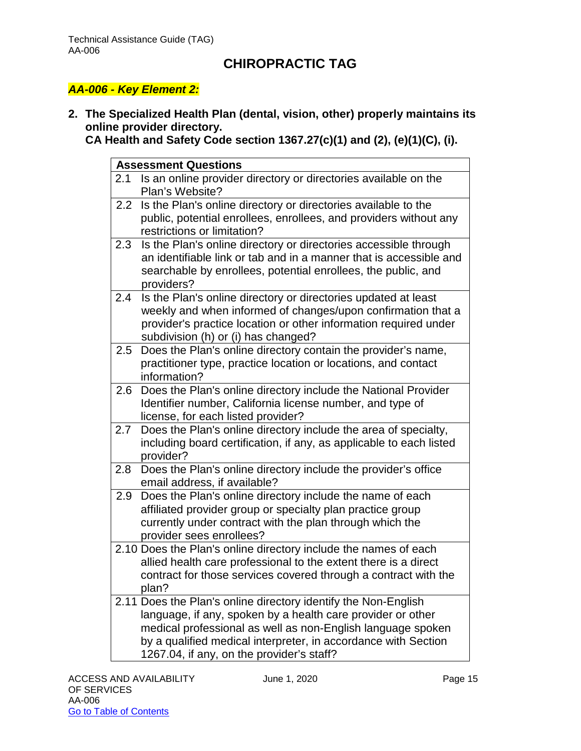# CHIROPRACTIC TAG

***AA-006 - Key Element 2:***

2. **The Specialized Health Plan (dental, vision, other) properly maintains its online provider directory.**
   **CA Health and Safety Code section 1367.27(c)(1) and (2), (e)(1)(C), (i).**

| **Assessment Questions** |
|---|
| 2.1 Is an online provider directory or directories available on the Plan's Website? |
| 2.2 Is the Plan's online directory or directories available to the public, potential enrollees, enrollees, and providers without any restrictions or limitation? |
| 2.3 Is the Plan's online directory or directories accessible through an identifiable link or tab and in a manner that is accessible and searchable by enrollees, potential enrollees, the public, and providers? |
| 2.4 Is the Plan's online directory or directories updated at least weekly and when informed of changes/upon confirmation that a provider's practice location or other information required under subdivision (h) or (i) has changed? |
| 2.5 Does the Plan's online directory contain the provider's name, practitioner type, practice location or locations, and contact information? |
| 2.6 Does the Plan's online directory include the National Provider Identifier number, California license number, and type of license, for each listed provider? |
| 2.7 Does the Plan's online directory include the area of specialty, including board certification, if any, as applicable to each listed provider? |
| 2.8 Does the Plan's online directory include the provider's office email address, if available? |
| 2.9 Does the Plan's online directory include the name of each affiliated provider group or specialty plan practice group currently under contract with the plan through which the provider sees enrollees? |
| 2.10 Does the Plan's online directory include the names of each allied health care professional to the extent there is a direct contract for those services covered through a contract with the plan? |
| 2.11 Does the Plan's online directory identify the Non-English language, if any, spoken by a health care provider or other medical professional as well as non-English language spoken by a qualified medical interpreter, in accordance with Section 1267.04, if any, on the provider's staff? |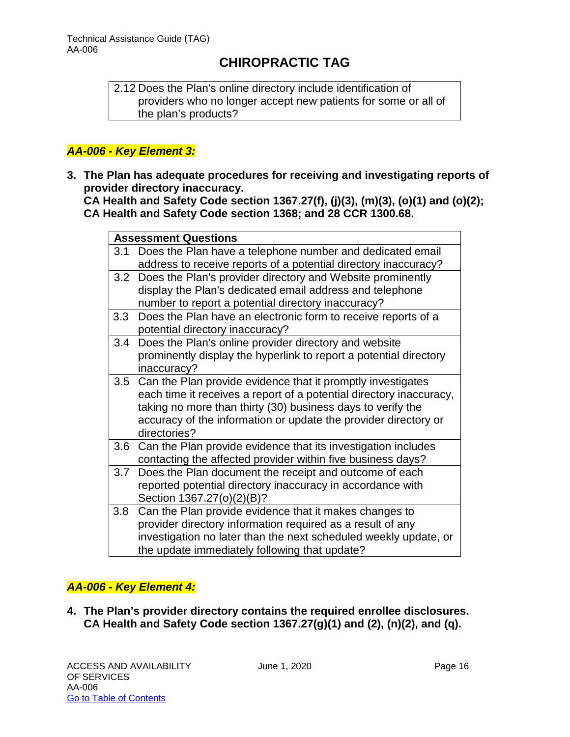| 2.12 | Does the Plan's online directory include identification of providers who no longer accept new patients for some or all of the plan's products? |
|---|---|

***AA-006 - Key Element 3:***

**3. The Plan has adequate procedures for receiving and investigating reports of provider directory inaccuracy.**
**CA Health and Safety Code section 1367.27(f), (j)(3), (m)(3), (o)(1) and (o)(2); CA Health and Safety Code section 1368; and 28 CCR 1300.68.**

| **Assessment Questions** | |
|---|---|
| 3.1 | Does the Plan have a telephone number and dedicated email address to receive reports of a potential directory inaccuracy? |
| 3.2 | Does the Plan's provider directory and Website prominently display the Plan's dedicated email address and telephone number to report a potential directory inaccuracy? |
| 3.3 | Does the Plan have an electronic form to receive reports of a potential directory inaccuracy? |
| 3.4 | Does the Plan's online provider directory and website prominently display the hyperlink to report a potential directory inaccuracy? |
| 3.5 | Can the Plan provide evidence that it promptly investigates each time it receives a report of a potential directory inaccuracy, taking no more than thirty (30) business days to verify the accuracy of the information or update the provider directory or directories? |
| 3.6 | Can the Plan provide evidence that its investigation includes contacting the affected provider within five business days? |
| 3.7 | Does the Plan document the receipt and outcome of each reported potential directory inaccuracy in accordance with Section 1367.27(o)(2)(B)? |
| 3.8 | Can the Plan provide evidence that it makes changes to provider directory information required as a result of any investigation no later than the next scheduled weekly update, or the update immediately following that update? |

***AA-006 - Key Element 4:***

**4. The Plan's provider directory contains the required enrollee disclosures.**
**CA Health and Safety Code section 1367.27(g)(1) and (2), (n)(2), and (q).**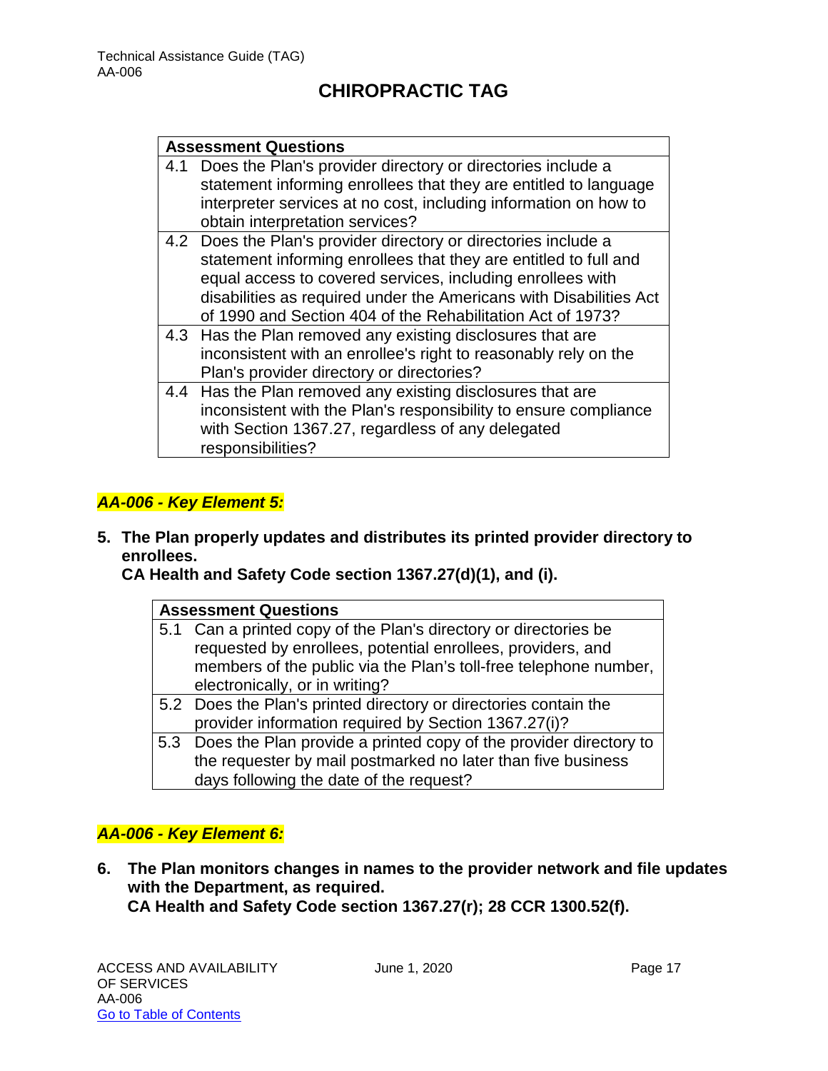| Assessment Questions | |
|---|---|
| 4.1 | Does the Plan's provider directory or directories include a statement informing enrollees that they are entitled to language interpreter services at no cost, including information on how to obtain interpretation services? |
| 4.2 | Does the Plan's provider directory or directories include a statement informing enrollees that they are entitled to full and equal access to covered services, including enrollees with disabilities as required under the Americans with Disabilities Act of 1990 and Section 404 of the Rehabilitation Act of 1973? |
| 4.3 | Has the Plan removed any existing disclosures that are inconsistent with an enrollee's right to reasonably rely on the Plan's provider directory or directories? |
| 4.4 | Has the Plan removed any existing disclosures that are inconsistent with the Plan's responsibility to ensure compliance with Section 1367.27, regardless of any delegated responsibilities? |

### *AA-006 - Key Element 5:*

**5. The Plan properly updates and distributes its printed provider directory to enrollees.**
**CA Health and Safety Code section 1367.27(d)(1), and (i).**

| Assessment Questions | |
|---|---|
| 5.1 | Can a printed copy of the Plan's directory or directories be requested by enrollees, potential enrollees, providers, and members of the public via the Plan's toll-free telephone number, electronically, or in writing? |
| 5.2 | Does the Plan's printed directory or directories contain the provider information required by Section 1367.27(i)? |
| 5.3 | Does the Plan provide a printed copy of the provider directory to the requester by mail postmarked no later than five business days following the date of the request? |

### *AA-006 - Key Element 6:*

**6. The Plan monitors changes in names to the provider network and file updates with the Department, as required.**
**CA Health and Safety Code section 1367.27(r); 28 CCR 1300.52(f).**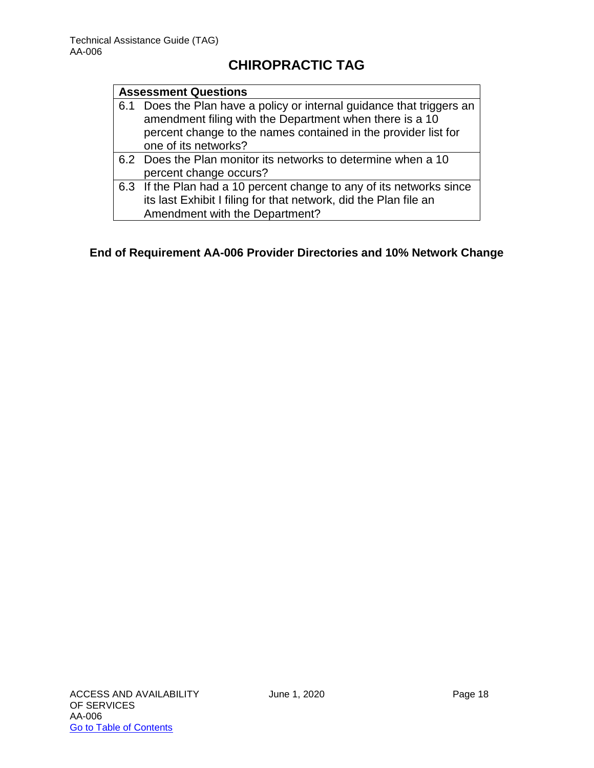# CHIROPRACTIC TAG

| Assessment Questions |
|---|
| 6.1 Does the Plan have a policy or internal guidance that triggers an amendment filing with the Department when there is a 10 percent change to the names contained in the provider list for one of its networks? |
| 6.2 Does the Plan monitor its networks to determine when a 10 percent change occurs? |
| 6.3 If the Plan had a 10 percent change to any of its networks since its last Exhibit I filing for that network, did the Plan file an Amendment with the Department? |

**End of Requirement AA-006 Provider Directories and 10% Network Change**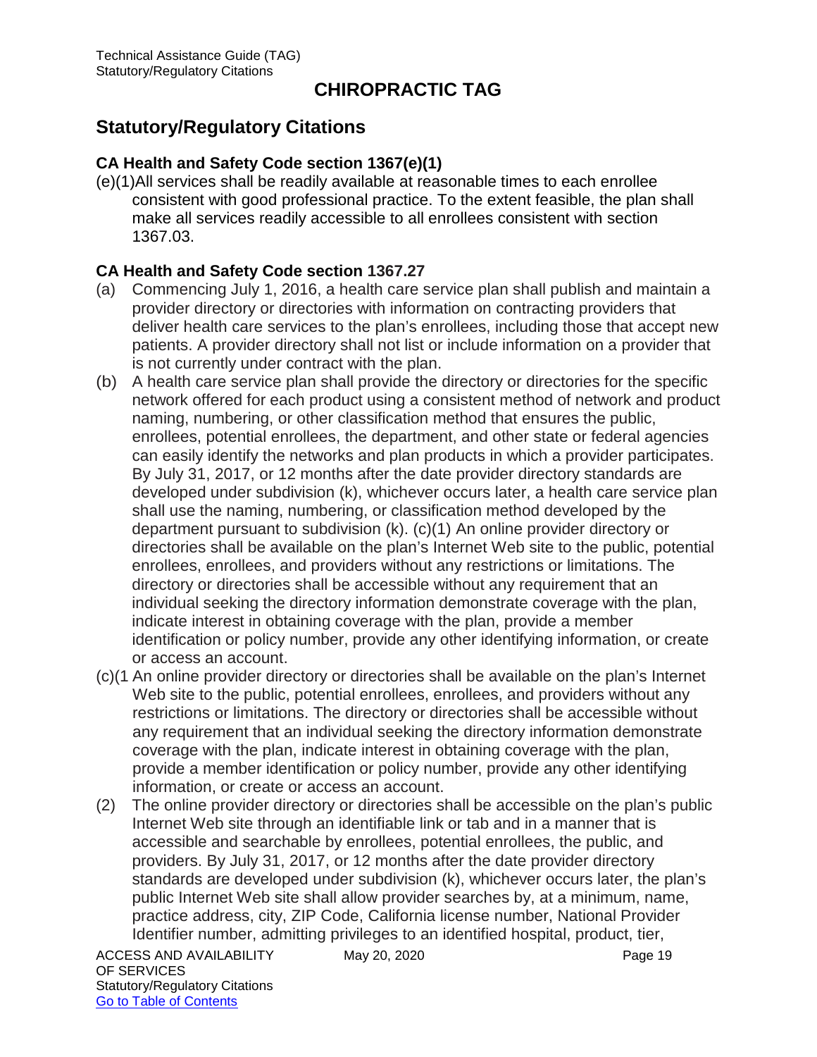# CHIROPRACTIC TAG

## Statutory/Regulatory Citations

### CA Health and Safety Code section 1367(e)(1)

(e)(1)All services shall be readily available at reasonable times to each enrollee consistent with good professional practice. To the extent feasible, the plan shall make all services readily accessible to all enrollees consistent with section 1367.03.

### CA Health and Safety Code section 1367.27

(a) Commencing July 1, 2016, a health care service plan shall publish and maintain a provider directory or directories with information on contracting providers that deliver health care services to the plan's enrollees, including those that accept new patients. A provider directory shall not list or include information on a provider that is not currently under contract with the plan.

(b) A health care service plan shall provide the directory or directories for the specific network offered for each product using a consistent method of network and product naming, numbering, or other classification method that ensures the public, enrollees, potential enrollees, the department, and other state or federal agencies can easily identify the networks and plan products in which a provider participates. By July 31, 2017, or 12 months after the date provider directory standards are developed under subdivision (k), whichever occurs later, a health care service plan shall use the naming, numbering, or classification method developed by the department pursuant to subdivision (k). (c)(1) An online provider directory or directories shall be available on the plan's Internet Web site to the public, potential enrollees, enrollees, and providers without any restrictions or limitations. The directory or directories shall be accessible without any requirement that an individual seeking the directory information demonstrate coverage with the plan, indicate interest in obtaining coverage with the plan, provide a member identification or policy number, provide any other identifying information, or create or access an account.

(c)(1 An online provider directory or directories shall be available on the plan's Internet Web site to the public, potential enrollees, enrollees, and providers without any restrictions or limitations. The directory or directories shall be accessible without any requirement that an individual seeking the directory information demonstrate coverage with the plan, indicate interest in obtaining coverage with the plan, provide a member identification or policy number, provide any other identifying information, or create or access an account.

(2) The online provider directory or directories shall be accessible on the plan's public Internet Web site through an identifiable link or tab and in a manner that is accessible and searchable by enrollees, potential enrollees, the public, and providers. By July 31, 2017, or 12 months after the date provider directory standards are developed under subdivision (k), whichever occurs later, the plan's public Internet Web site shall allow provider searches by, at a minimum, name, practice address, city, ZIP Code, California license number, National Provider Identifier number, admitting privileges to an identified hospital, product, tier,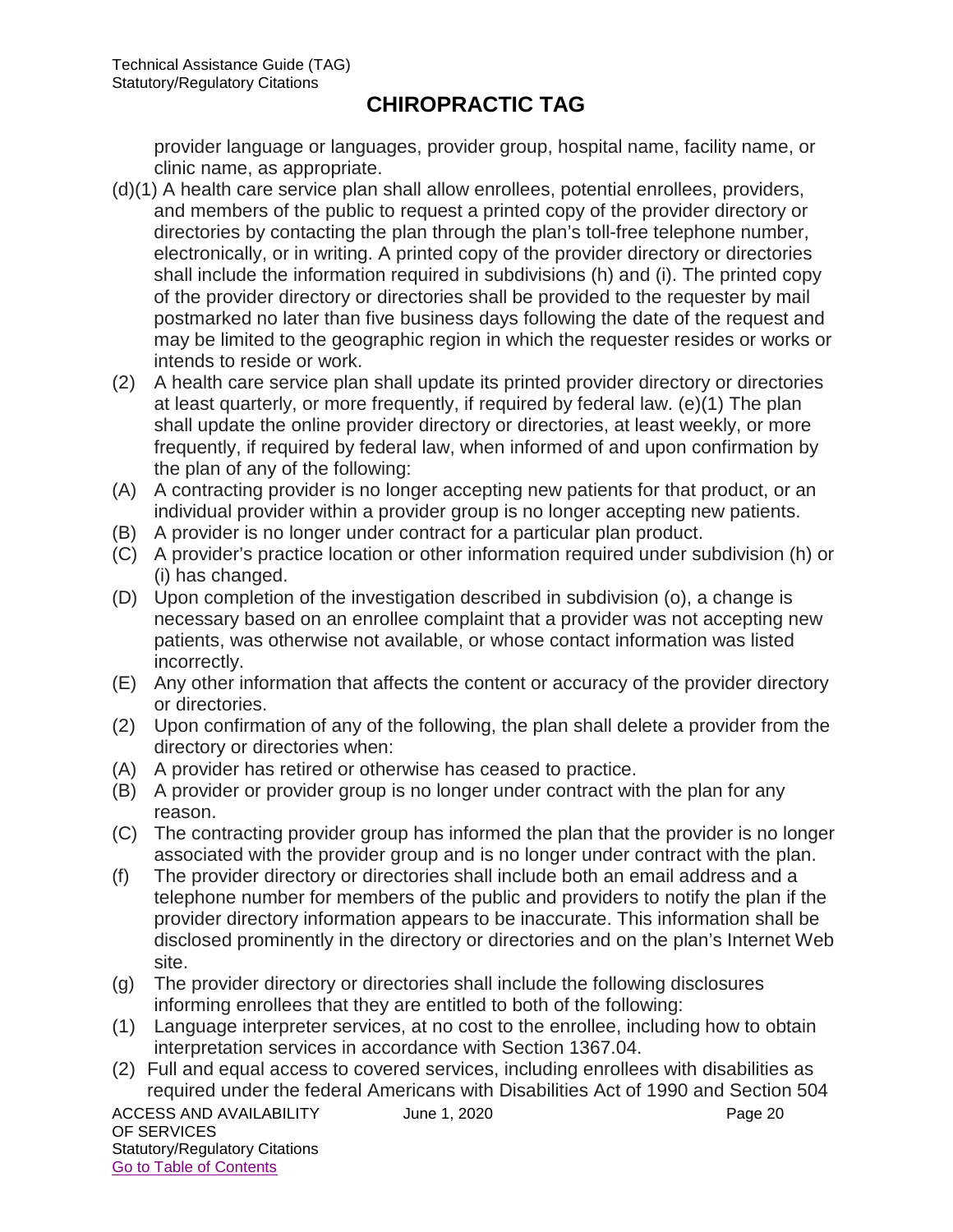## CHIROPRACTIC TAG

provider language or languages, provider group, hospital name, facility name, or clinic name, as appropriate.

(d)(1) A health care service plan shall allow enrollees, potential enrollees, providers, and members of the public to request a printed copy of the provider directory or directories by contacting the plan through the plan's toll-free telephone number, electronically, or in writing. A printed copy of the provider directory or directories shall include the information required in subdivisions (h) and (i). The printed copy of the provider directory or directories shall be provided to the requester by mail postmarked no later than five business days following the date of the request and may be limited to the geographic region in which the requester resides or works or intends to reside or work.

(2) A health care service plan shall update its printed provider directory or directories at least quarterly, or more frequently, if required by federal law. (e)(1) The plan shall update the online provider directory or directories, at least weekly, or more frequently, if required by federal law, when informed of and upon confirmation by the plan of any of the following:

(A) A contracting provider is no longer accepting new patients for that product, or an individual provider within a provider group is no longer accepting new patients.

(B) A provider is no longer under contract for a particular plan product.

(C) A provider's practice location or other information required under subdivision (h) or (i) has changed.

(D) Upon completion of the investigation described in subdivision (o), a change is necessary based on an enrollee complaint that a provider was not accepting new patients, was otherwise not available, or whose contact information was listed incorrectly.

(E) Any other information that affects the content or accuracy of the provider directory or directories.

(2) Upon confirmation of any of the following, the plan shall delete a provider from the directory or directories when:

(A) A provider has retired or otherwise has ceased to practice.

(B) A provider or provider group is no longer under contract with the plan for any reason.

(C) The contracting provider group has informed the plan that the provider is no longer associated with the provider group and is no longer under contract with the plan.

(f) The provider directory or directories shall include both an email address and a telephone number for members of the public and providers to notify the plan if the provider directory information appears to be inaccurate. This information shall be disclosed prominently in the directory or directories and on the plan's Internet Web site.

(g) The provider directory or directories shall include the following disclosures informing enrollees that they are entitled to both of the following:

(1) Language interpreter services, at no cost to the enrollee, including how to obtain interpretation services in accordance with Section 1367.04.

(2) Full and equal access to covered services, including enrollees with disabilities as required under the federal Americans with Disabilities Act of 1990 and Section 504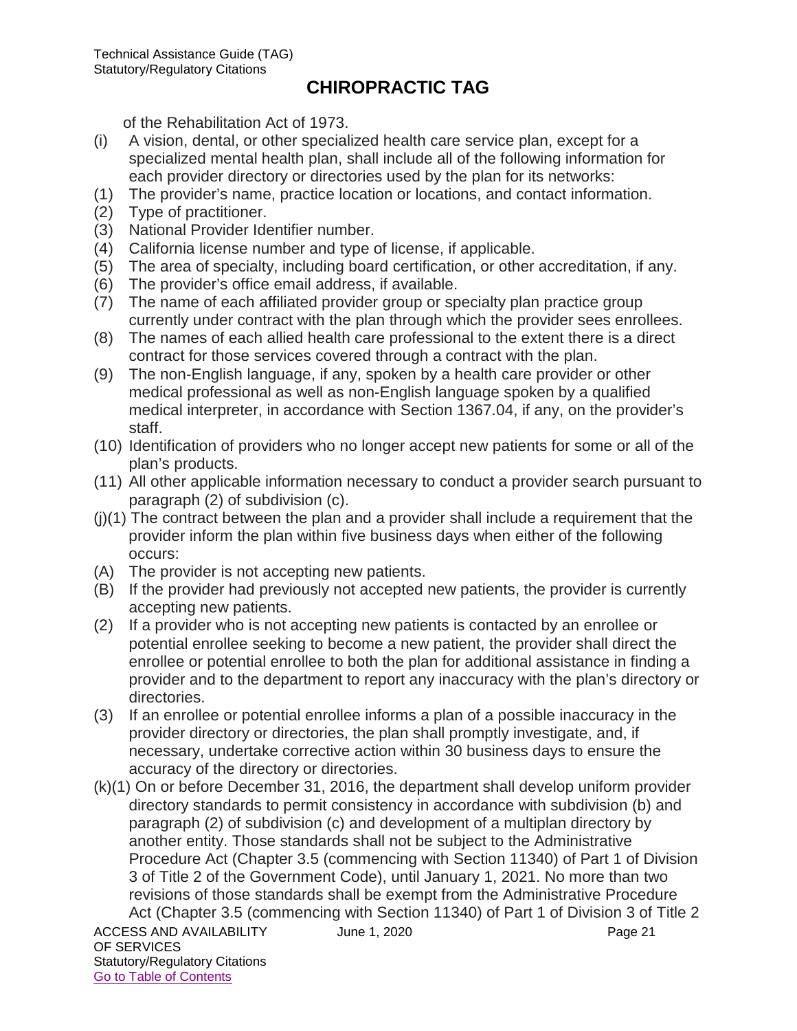of the Rehabilitation Act of 1973.

(i) A vision, dental, or other specialized health care service plan, except for a specialized mental health plan, shall include all of the following information for each provider directory or directories used by the plan for its networks:

(1) The provider's name, practice location or locations, and contact information.

(2) Type of practitioner.

(3) National Provider Identifier number.

(4) California license number and type of license, if applicable.

(5) The area of specialty, including board certification, or other accreditation, if any.

(6) The provider's office email address, if available.

(7) The name of each affiliated provider group or specialty plan practice group currently under contract with the plan through which the provider sees enrollees.

(8) The names of each allied health care professional to the extent there is a direct contract for those services covered through a contract with the plan.

(9) The non-English language, if any, spoken by a health care provider or other medical professional as well as non-English language spoken by a qualified medical interpreter, in accordance with Section 1367.04, if any, on the provider's staff.

(10) Identification of providers who no longer accept new patients for some or all of the plan's products.

(11) All other applicable information necessary to conduct a provider search pursuant to paragraph (2) of subdivision (c).

(j)(1) The contract between the plan and a provider shall include a requirement that the provider inform the plan within five business days when either of the following occurs:

(A) The provider is not accepting new patients.

(B) If the provider had previously not accepted new patients, the provider is currently accepting new patients.

(2) If a provider who is not accepting new patients is contacted by an enrollee or potential enrollee seeking to become a new patient, the provider shall direct the enrollee or potential enrollee to both the plan for additional assistance in finding a provider and to the department to report any inaccuracy with the plan's directory or directories.

(3) If an enrollee or potential enrollee informs a plan of a possible inaccuracy in the provider directory or directories, the plan shall promptly investigate, and, if necessary, undertake corrective action within 30 business days to ensure the accuracy of the directory or directories.

(k)(1) On or before December 31, 2016, the department shall develop uniform provider directory standards to permit consistency in accordance with subdivision (b) and paragraph (2) of subdivision (c) and development of a multiplan directory by another entity. Those standards shall not be subject to the Administrative Procedure Act (Chapter 3.5 (commencing with Section 11340) of Part 1 of Division 3 of Title 2 of the Government Code), until January 1, 2021. No more than two revisions of those standards shall be exempt from the Administrative Procedure Act (Chapter 3.5 (commencing with Section 11340) of Part 1 of Division 3 of Title 2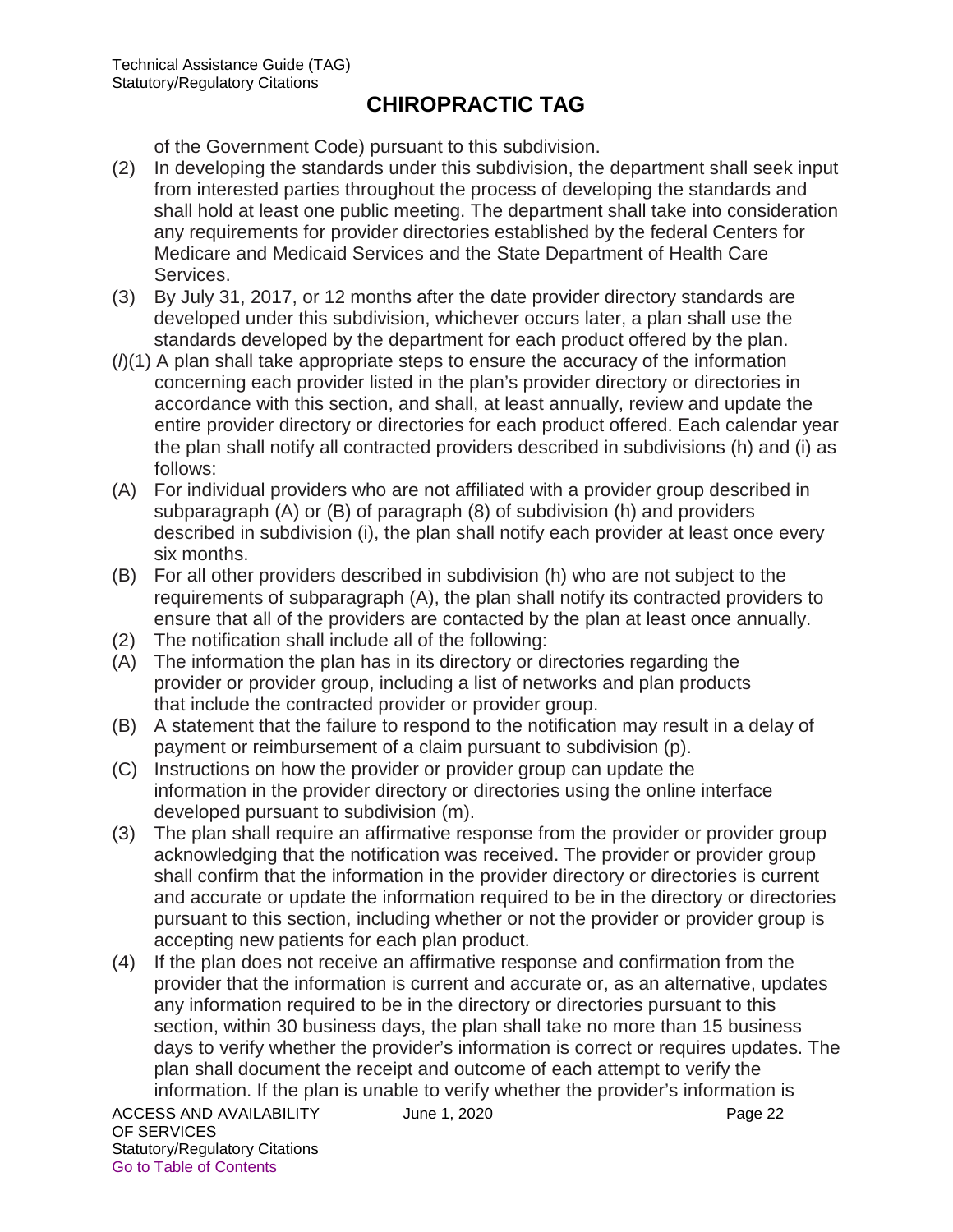of the Government Code) pursuant to this subdivision.

(2) In developing the standards under this subdivision, the department shall seek input from interested parties throughout the process of developing the standards and shall hold at least one public meeting. The department shall take into consideration any requirements for provider directories established by the federal Centers for Medicare and Medicaid Services and the State Department of Health Care Services.

(3) By July 31, 2017, or 12 months after the date provider directory standards are developed under this subdivision, whichever occurs later, a plan shall use the standards developed by the department for each product offered by the plan.

(*l*)(1) A plan shall take appropriate steps to ensure the accuracy of the information concerning each provider listed in the plan's provider directory or directories in accordance with this section, and shall, at least annually, review and update the entire provider directory or directories for each product offered. Each calendar year the plan shall notify all contracted providers described in subdivisions (h) and (i) as follows:

(A) For individual providers who are not affiliated with a provider group described in subparagraph (A) or (B) of paragraph (8) of subdivision (h) and providers described in subdivision (i), the plan shall notify each provider at least once every six months.

(B) For all other providers described in subdivision (h) who are not subject to the requirements of subparagraph (A), the plan shall notify its contracted providers to ensure that all of the providers are contacted by the plan at least once annually.

(2) The notification shall include all of the following:

(A) The information the plan has in its directory or directories regarding the provider or provider group, including a list of networks and plan products that include the contracted provider or provider group.

(B) A statement that the failure to respond to the notification may result in a delay of payment or reimbursement of a claim pursuant to subdivision (p).

(C) Instructions on how the provider or provider group can update the information in the provider directory or directories using the online interface developed pursuant to subdivision (m).

(3) The plan shall require an affirmative response from the provider or provider group acknowledging that the notification was received. The provider or provider group shall confirm that the information in the provider directory or directories is current and accurate or update the information required to be in the directory or directories pursuant to this section, including whether or not the provider or provider group is accepting new patients for each plan product.

(4) If the plan does not receive an affirmative response and confirmation from the provider that the information is current and accurate or, as an alternative, updates any information required to be in the directory or directories pursuant to this section, within 30 business days, the plan shall take no more than 15 business days to verify whether the provider's information is correct or requires updates. The plan shall document the receipt and outcome of each attempt to verify the information. If the plan is unable to verify whether the provider's information is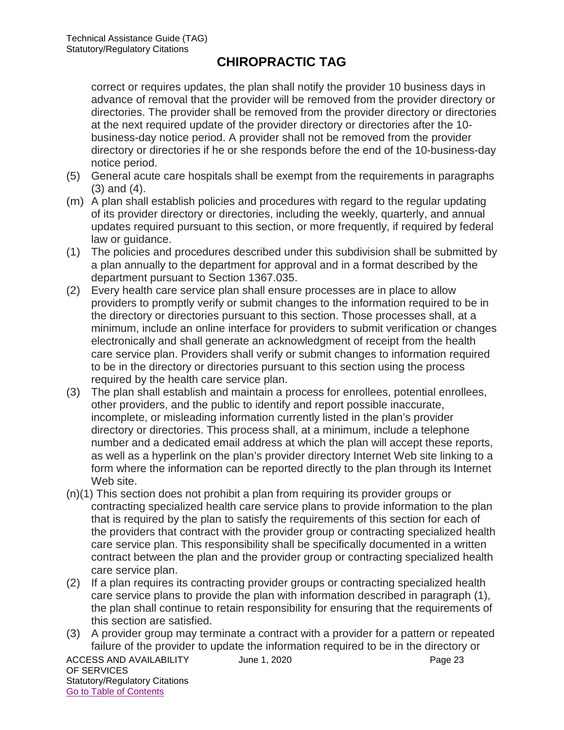correct or requires updates, the plan shall notify the provider 10 business days in advance of removal that the provider will be removed from the provider directory or directories. The provider shall be removed from the provider directory or directories at the next required update of the provider directory or directories after the 10-business-day notice period. A provider shall not be removed from the provider directory or directories if he or she responds before the end of the 10-business-day notice period.

(5) General acute care hospitals shall be exempt from the requirements in paragraphs (3) and (4).

(m) A plan shall establish policies and procedures with regard to the regular updating of its provider directory or directories, including the weekly, quarterly, and annual updates required pursuant to this section, or more frequently, if required by federal law or guidance.

(1) The policies and procedures described under this subdivision shall be submitted by a plan annually to the department for approval and in a format described by the department pursuant to Section 1367.035.

(2) Every health care service plan shall ensure processes are in place to allow providers to promptly verify or submit changes to the information required to be in the directory or directories pursuant to this section. Those processes shall, at a minimum, include an online interface for providers to submit verification or changes electronically and shall generate an acknowledgment of receipt from the health care service plan. Providers shall verify or submit changes to information required to be in the directory or directories pursuant to this section using the process required by the health care service plan.

(3) The plan shall establish and maintain a process for enrollees, potential enrollees, other providers, and the public to identify and report possible inaccurate, incomplete, or misleading information currently listed in the plan's provider directory or directories. This process shall, at a minimum, include a telephone number and a dedicated email address at which the plan will accept these reports, as well as a hyperlink on the plan's provider directory Internet Web site linking to a form where the information can be reported directly to the plan through its Internet Web site.

(n)(1) This section does not prohibit a plan from requiring its provider groups or contracting specialized health care service plans to provide information to the plan that is required by the plan to satisfy the requirements of this section for each of the providers that contract with the provider group or contracting specialized health care service plan. This responsibility shall be specifically documented in a written contract between the plan and the provider group or contracting specialized health care service plan.

(2) If a plan requires its contracting provider groups or contracting specialized health care service plans to provide the plan with information described in paragraph (1), the plan shall continue to retain responsibility for ensuring that the requirements of this section are satisfied.

(3) A provider group may terminate a contract with a provider for a pattern or repeated failure of the provider to update the information required to be in the directory or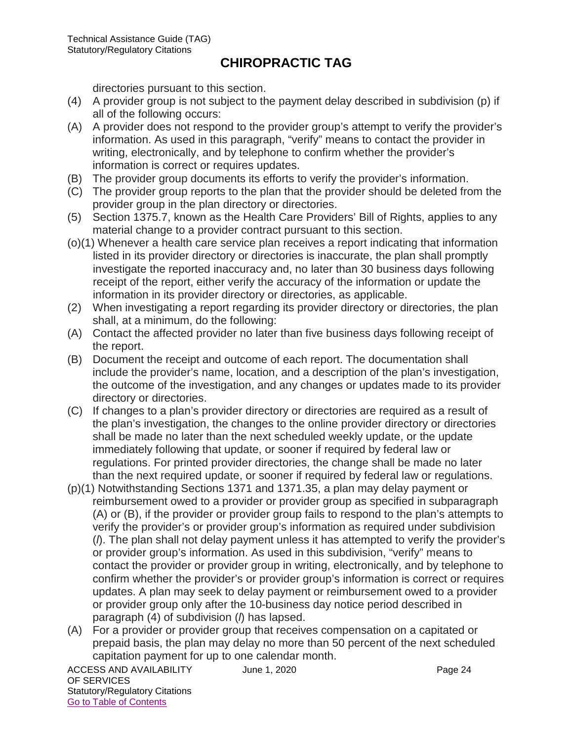directories pursuant to this section.

(4) A provider group is not subject to the payment delay described in subdivision (p) if all of the following occurs:

(A) A provider does not respond to the provider group's attempt to verify the provider's information. As used in this paragraph, "verify" means to contact the provider in writing, electronically, and by telephone to confirm whether the provider's information is correct or requires updates.

(B) The provider group documents its efforts to verify the provider's information.

(C) The provider group reports to the plan that the provider should be deleted from the provider group in the plan directory or directories.

(5) Section 1375.7, known as the Health Care Providers' Bill of Rights, applies to any material change to a provider contract pursuant to this section.

(o)(1) Whenever a health care service plan receives a report indicating that information listed in its provider directory or directories is inaccurate, the plan shall promptly investigate the reported inaccuracy and, no later than 30 business days following receipt of the report, either verify the accuracy of the information or update the information in its provider directory or directories, as applicable.

(2) When investigating a report regarding its provider directory or directories, the plan shall, at a minimum, do the following:

(A) Contact the affected provider no later than five business days following receipt of the report.

(B) Document the receipt and outcome of each report. The documentation shall include the provider's name, location, and a description of the plan's investigation, the outcome of the investigation, and any changes or updates made to its provider directory or directories.

(C) If changes to a plan's provider directory or directories are required as a result of the plan's investigation, the changes to the online provider directory or directories shall be made no later than the next scheduled weekly update, or the update immediately following that update, or sooner if required by federal law or regulations. For printed provider directories, the change shall be made no later than the next required update, or sooner if required by federal law or regulations.

(p)(1) Notwithstanding Sections 1371 and 1371.35, a plan may delay payment or reimbursement owed to a provider or provider group as specified in subparagraph (A) or (B), if the provider or provider group fails to respond to the plan's attempts to verify the provider's or provider group's information as required under subdivision (*l*). The plan shall not delay payment unless it has attempted to verify the provider's or provider group's information. As used in this subdivision, "verify" means to contact the provider or provider group in writing, electronically, and by telephone to confirm whether the provider's or provider group's information is correct or requires updates. A plan may seek to delay payment or reimbursement owed to a provider or provider group only after the 10-business day notice period described in paragraph (4) of subdivision (*l*) has lapsed.

(A) For a provider or provider group that receives compensation on a capitated or prepaid basis, the plan may delay no more than 50 percent of the next scheduled capitation payment for up to one calendar month.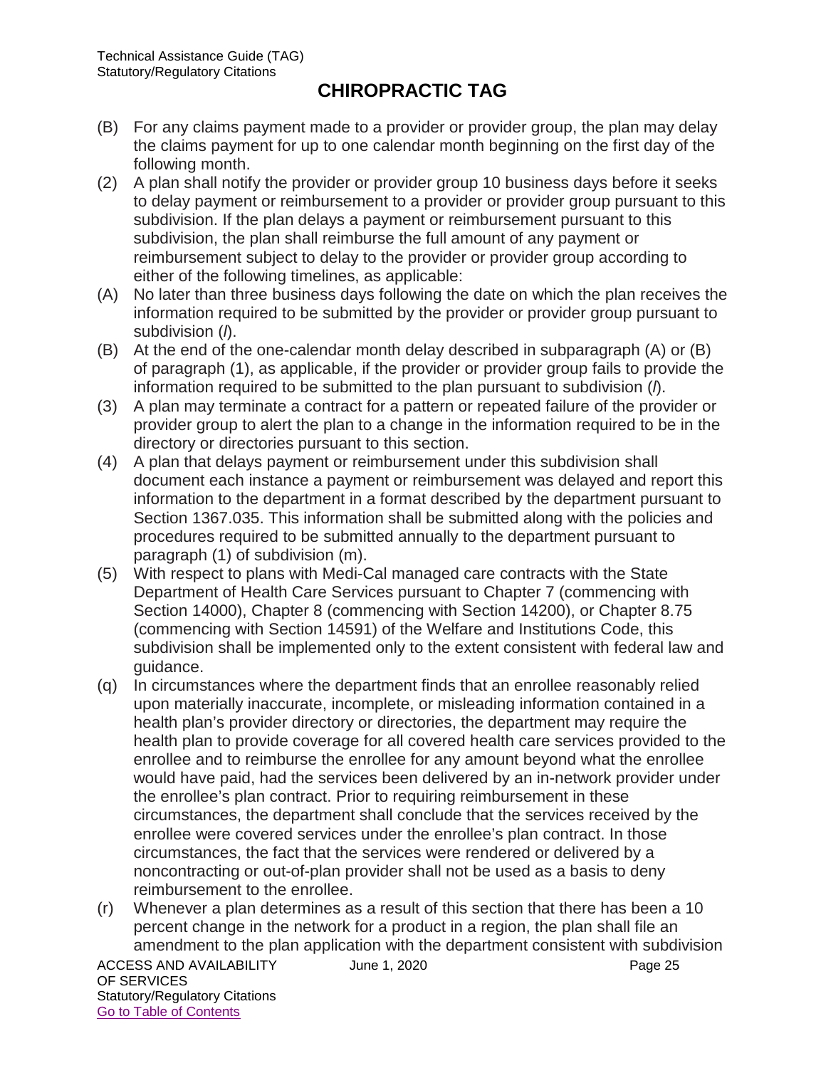# CHIROPRACTIC TAG

(B) For any claims payment made to a provider or provider group, the plan may delay the claims payment for up to one calendar month beginning on the first day of the following month.

(2) A plan shall notify the provider or provider group 10 business days before it seeks to delay payment or reimbursement to a provider or provider group pursuant to this subdivision. If the plan delays a payment or reimbursement pursuant to this subdivision, the plan shall reimburse the full amount of any payment or reimbursement subject to delay to the provider or provider group according to either of the following timelines, as applicable:

(A) No later than three business days following the date on which the plan receives the information required to be submitted by the provider or provider group pursuant to subdivision (*l*).

(B) At the end of the one-calendar month delay described in subparagraph (A) or (B) of paragraph (1), as applicable, if the provider or provider group fails to provide the information required to be submitted to the plan pursuant to subdivision (*l*).

(3) A plan may terminate a contract for a pattern or repeated failure of the provider or provider group to alert the plan to a change in the information required to be in the directory or directories pursuant to this section.

(4) A plan that delays payment or reimbursement under this subdivision shall document each instance a payment or reimbursement was delayed and report this information to the department in a format described by the department pursuant to Section 1367.035. This information shall be submitted along with the policies and procedures required to be submitted annually to the department pursuant to paragraph (1) of subdivision (m).

(5) With respect to plans with Medi-Cal managed care contracts with the State Department of Health Care Services pursuant to Chapter 7 (commencing with Section 14000), Chapter 8 (commencing with Section 14200), or Chapter 8.75 (commencing with Section 14591) of the Welfare and Institutions Code, this subdivision shall be implemented only to the extent consistent with federal law and guidance.

(q) In circumstances where the department finds that an enrollee reasonably relied upon materially inaccurate, incomplete, or misleading information contained in a health plan's provider directory or directories, the department may require the health plan to provide coverage for all covered health care services provided to the enrollee and to reimburse the enrollee for any amount beyond what the enrollee would have paid, had the services been delivered by an in-network provider under the enrollee's plan contract. Prior to requiring reimbursement in these circumstances, the department shall conclude that the services received by the enrollee were covered services under the enrollee's plan contract. In those circumstances, the fact that the services were rendered or delivered by a noncontracting or out-of-plan provider shall not be used as a basis to deny reimbursement to the enrollee.

(r) Whenever a plan determines as a result of this section that there has been a 10 percent change in the network for a product in a region, the plan shall file an amendment to the plan application with the department consistent with subdivision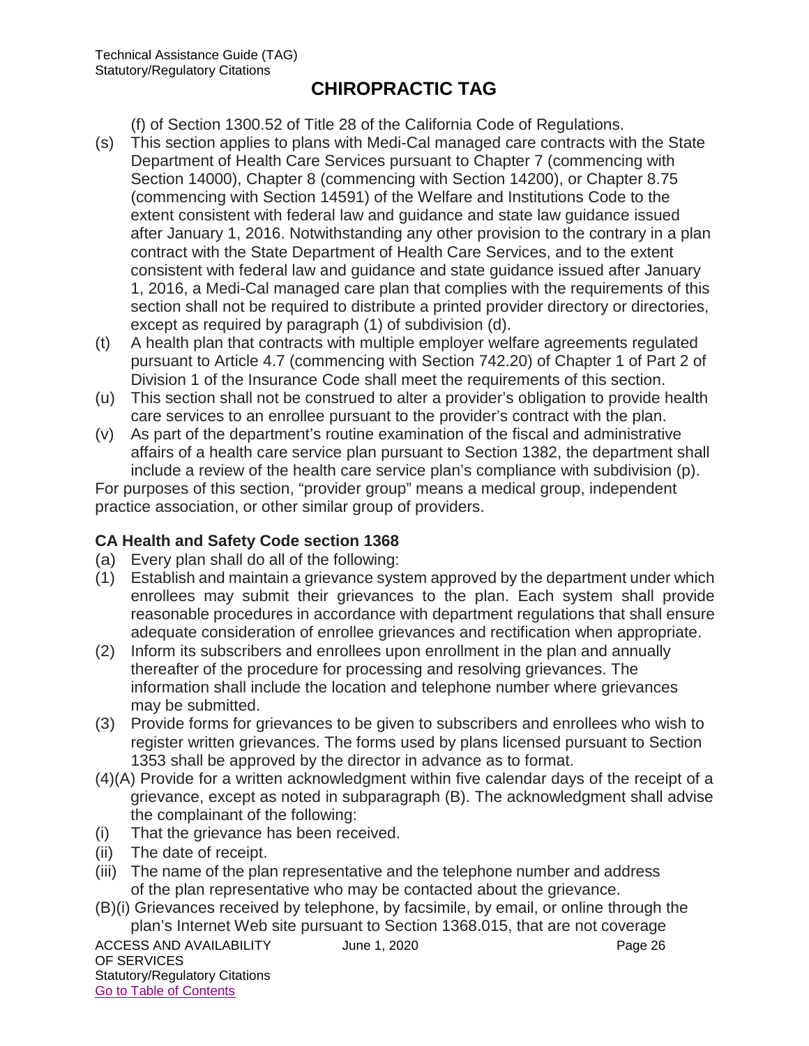(f) of Section 1300.52 of Title 28 of the California Code of Regulations.

(s) This section applies to plans with Medi-Cal managed care contracts with the State Department of Health Care Services pursuant to Chapter 7 (commencing with Section 14000), Chapter 8 (commencing with Section 14200), or Chapter 8.75 (commencing with Section 14591) of the Welfare and Institutions Code to the extent consistent with federal law and guidance and state law guidance issued after January 1, 2016. Notwithstanding any other provision to the contrary in a plan contract with the State Department of Health Care Services, and to the extent consistent with federal law and guidance and state guidance issued after January 1, 2016, a Medi-Cal managed care plan that complies with the requirements of this section shall not be required to distribute a printed provider directory or directories, except as required by paragraph (1) of subdivision (d).

(t) A health plan that contracts with multiple employer welfare agreements regulated pursuant to Article 4.7 (commencing with Section 742.20) of Chapter 1 of Part 2 of Division 1 of the Insurance Code shall meet the requirements of this section.

(u) This section shall not be construed to alter a provider's obligation to provide health care services to an enrollee pursuant to the provider's contract with the plan.

(v) As part of the department's routine examination of the fiscal and administrative affairs of a health care service plan pursuant to Section 1382, the department shall include a review of the health care service plan's compliance with subdivision (p).

For purposes of this section, "provider group" means a medical group, independent practice association, or other similar group of providers.

**CA Health and Safety Code section 1368**

(a) Every plan shall do all of the following:

(1) Establish and maintain a grievance system approved by the department under which enrollees may submit their grievances to the plan. Each system shall provide reasonable procedures in accordance with department regulations that shall ensure adequate consideration of enrollee grievances and rectification when appropriate.

(2) Inform its subscribers and enrollees upon enrollment in the plan and annually thereafter of the procedure for processing and resolving grievances. The information shall include the location and telephone number where grievances may be submitted.

(3) Provide forms for grievances to be given to subscribers and enrollees who wish to register written grievances. The forms used by plans licensed pursuant to Section 1353 shall be approved by the director in advance as to format.

(4)(A) Provide for a written acknowledgment within five calendar days of the receipt of a grievance, except as noted in subparagraph (B). The acknowledgment shall advise the complainant of the following:

(i) That the grievance has been received.

(ii) The date of receipt.

(iii) The name of the plan representative and the telephone number and address of the plan representative who may be contacted about the grievance.

(B)(i) Grievances received by telephone, by facsimile, by email, or online through the plan's Internet Web site pursuant to Section 1368.015, that are not coverage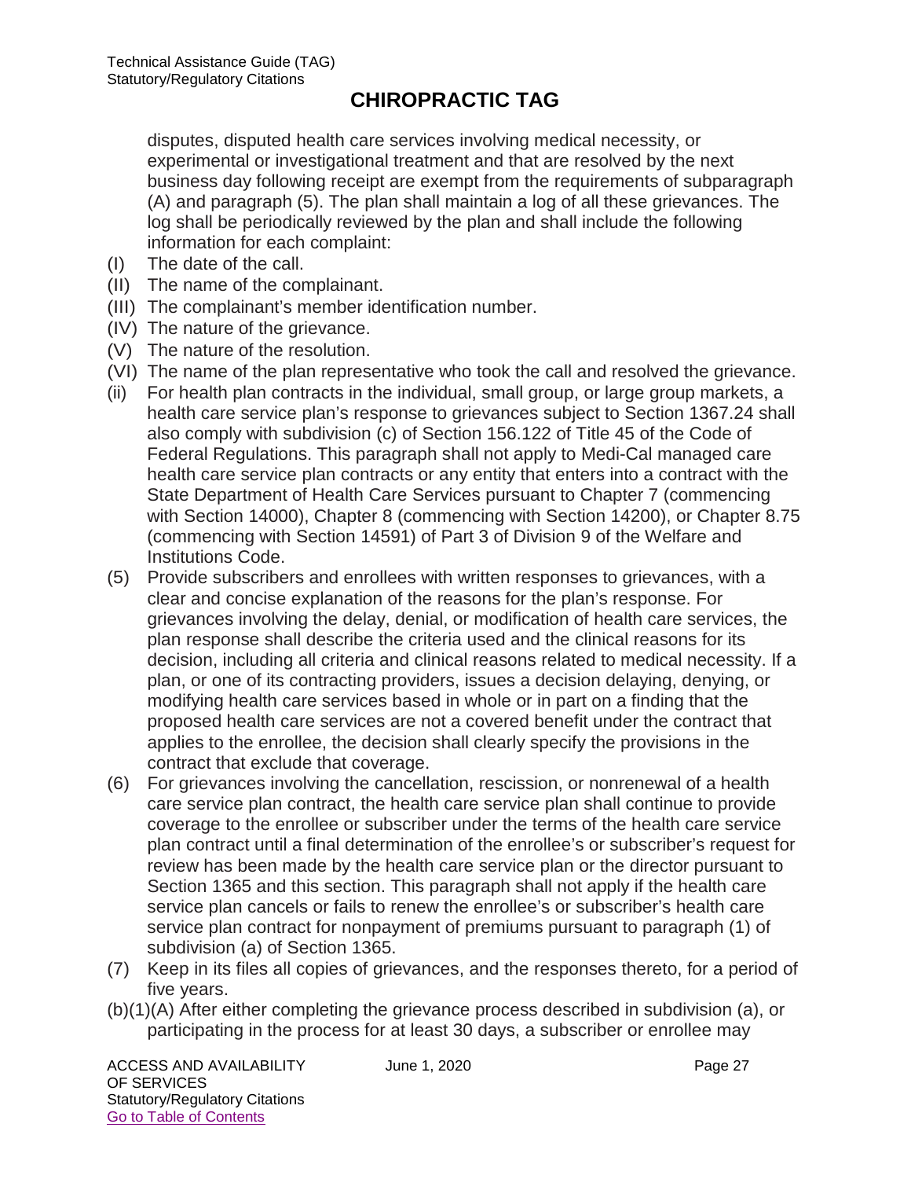disputes, disputed health care services involving medical necessity, or experimental or investigational treatment and that are resolved by the next business day following receipt are exempt from the requirements of subparagraph (A) and paragraph (5). The plan shall maintain a log of all these grievances. The log shall be periodically reviewed by the plan and shall include the following information for each complaint:

(I) The date of the call.

(II) The name of the complainant.

(III) The complainant's member identification number.

(IV) The nature of the grievance.

(V) The nature of the resolution.

(VI) The name of the plan representative who took the call and resolved the grievance.

(ii) For health plan contracts in the individual, small group, or large group markets, a health care service plan's response to grievances subject to Section 1367.24 shall also comply with subdivision (c) of Section 156.122 of Title 45 of the Code of Federal Regulations. This paragraph shall not apply to Medi-Cal managed care health care service plan contracts or any entity that enters into a contract with the State Department of Health Care Services pursuant to Chapter 7 (commencing with Section 14000), Chapter 8 (commencing with Section 14200), or Chapter 8.75 (commencing with Section 14591) of Part 3 of Division 9 of the Welfare and Institutions Code.

(5) Provide subscribers and enrollees with written responses to grievances, with a clear and concise explanation of the reasons for the plan's response. For grievances involving the delay, denial, or modification of health care services, the plan response shall describe the criteria used and the clinical reasons for its decision, including all criteria and clinical reasons related to medical necessity. If a plan, or one of its contracting providers, issues a decision delaying, denying, or modifying health care services based in whole or in part on a finding that the proposed health care services are not a covered benefit under the contract that applies to the enrollee, the decision shall clearly specify the provisions in the contract that exclude that coverage.

(6) For grievances involving the cancellation, rescission, or nonrenewal of a health care service plan contract, the health care service plan shall continue to provide coverage to the enrollee or subscriber under the terms of the health care service plan contract until a final determination of the enrollee's or subscriber's request for review has been made by the health care service plan or the director pursuant to Section 1365 and this section. This paragraph shall not apply if the health care service plan cancels or fails to renew the enrollee's or subscriber's health care service plan contract for nonpayment of premiums pursuant to paragraph (1) of subdivision (a) of Section 1365.

(7) Keep in its files all copies of grievances, and the responses thereto, for a period of five years.

(b)(1)(A) After either completing the grievance process described in subdivision (a), or participating in the process for at least 30 days, a subscriber or enrollee may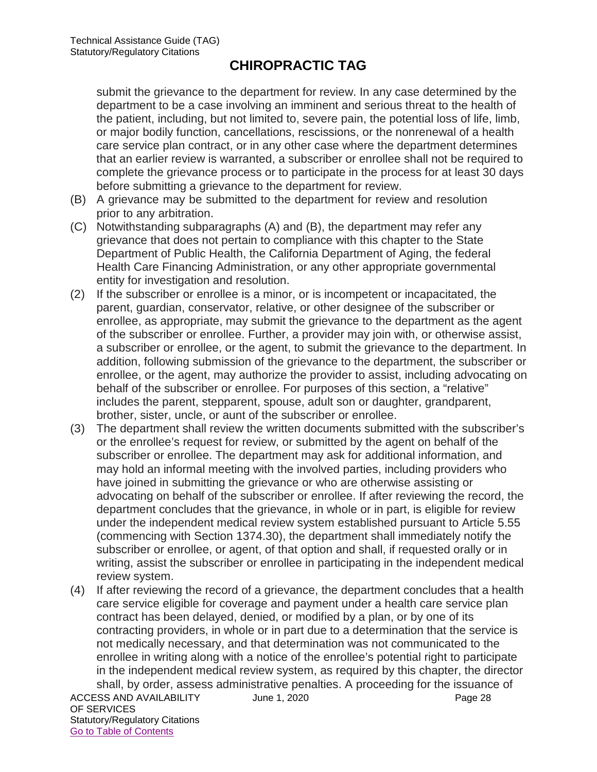submit the grievance to the department for review. In any case determined by the department to be a case involving an imminent and serious threat to the health of the patient, including, but not limited to, severe pain, the potential loss of life, limb, or major bodily function, cancellations, rescissions, or the nonrenewal of a health care service plan contract, or in any other case where the department determines that an earlier review is warranted, a subscriber or enrollee shall not be required to complete the grievance process or to participate in the process for at least 30 days before submitting a grievance to the department for review.

(B) A grievance may be submitted to the department for review and resolution prior to any arbitration.

(C) Notwithstanding subparagraphs (A) and (B), the department may refer any grievance that does not pertain to compliance with this chapter to the State Department of Public Health, the California Department of Aging, the federal Health Care Financing Administration, or any other appropriate governmental entity for investigation and resolution.

(2) If the subscriber or enrollee is a minor, or is incompetent or incapacitated, the parent, guardian, conservator, relative, or other designee of the subscriber or enrollee, as appropriate, may submit the grievance to the department as the agent of the subscriber or enrollee. Further, a provider may join with, or otherwise assist, a subscriber or enrollee, or the agent, to submit the grievance to the department. In addition, following submission of the grievance to the department, the subscriber or enrollee, or the agent, may authorize the provider to assist, including advocating on behalf of the subscriber or enrollee. For purposes of this section, a "relative" includes the parent, stepparent, spouse, adult son or daughter, grandparent, brother, sister, uncle, or aunt of the subscriber or enrollee.

(3) The department shall review the written documents submitted with the subscriber's or the enrollee's request for review, or submitted by the agent on behalf of the subscriber or enrollee. The department may ask for additional information, and may hold an informal meeting with the involved parties, including providers who have joined in submitting the grievance or who are otherwise assisting or advocating on behalf of the subscriber or enrollee. If after reviewing the record, the department concludes that the grievance, in whole or in part, is eligible for review under the independent medical review system established pursuant to Article 5.55 (commencing with Section 1374.30), the department shall immediately notify the subscriber or enrollee, or agent, of that option and shall, if requested orally or in writing, assist the subscriber or enrollee in participating in the independent medical review system.

(4) If after reviewing the record of a grievance, the department concludes that a health care service eligible for coverage and payment under a health care service plan contract has been delayed, denied, or modified by a plan, or by one of its contracting providers, in whole or in part due to a determination that the service is not medically necessary, and that determination was not communicated to the enrollee in writing along with a notice of the enrollee's potential right to participate in the independent medical review system, as required by this chapter, the director shall, by order, assess administrative penalties. A proceeding for the issuance of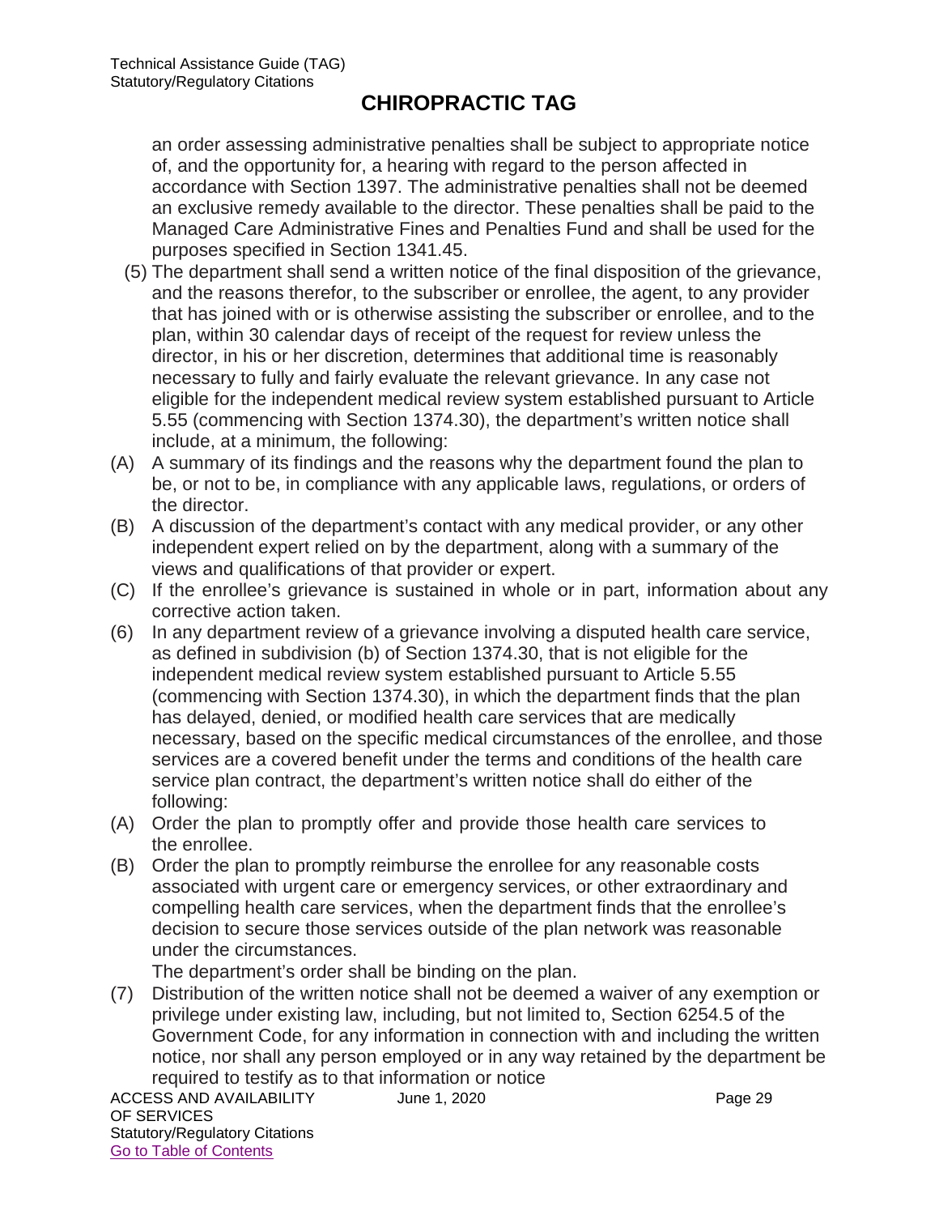an order assessing administrative penalties shall be subject to appropriate notice of, and the opportunity for, a hearing with regard to the person affected in accordance with Section 1397. The administrative penalties shall not be deemed an exclusive remedy available to the director. These penalties shall be paid to the Managed Care Administrative Fines and Penalties Fund and shall be used for the purposes specified in Section 1341.45.

(5) The department shall send a written notice of the final disposition of the grievance, and the reasons therefor, to the subscriber or enrollee, the agent, to any provider that has joined with or is otherwise assisting the subscriber or enrollee, and to the plan, within 30 calendar days of receipt of the request for review unless the director, in his or her discretion, determines that additional time is reasonably necessary to fully and fairly evaluate the relevant grievance. In any case not eligible for the independent medical review system established pursuant to Article 5.55 (commencing with Section 1374.30), the department's written notice shall include, at a minimum, the following:

(A) A summary of its findings and the reasons why the department found the plan to be, or not to be, in compliance with any applicable laws, regulations, or orders of the director.

(B) A discussion of the department's contact with any medical provider, or any other independent expert relied on by the department, along with a summary of the views and qualifications of that provider or expert.

(C) If the enrollee's grievance is sustained in whole or in part, information about any corrective action taken.

(6) In any department review of a grievance involving a disputed health care service, as defined in subdivision (b) of Section 1374.30, that is not eligible for the independent medical review system established pursuant to Article 5.55 (commencing with Section 1374.30), in which the department finds that the plan has delayed, denied, or modified health care services that are medically necessary, based on the specific medical circumstances of the enrollee, and those services are a covered benefit under the terms and conditions of the health care service plan contract, the department's written notice shall do either of the following:

(A) Order the plan to promptly offer and provide those health care services to the enrollee.

(B) Order the plan to promptly reimburse the enrollee for any reasonable costs associated with urgent care or emergency services, or other extraordinary and compelling health care services, when the department finds that the enrollee's decision to secure those services outside of the plan network was reasonable under the circumstances.

The department's order shall be binding on the plan.

(7) Distribution of the written notice shall not be deemed a waiver of any exemption or privilege under existing law, including, but not limited to, Section 6254.5 of the Government Code, for any information in connection with and including the written notice, nor shall any person employed or in any way retained by the department be required to testify as to that information or notice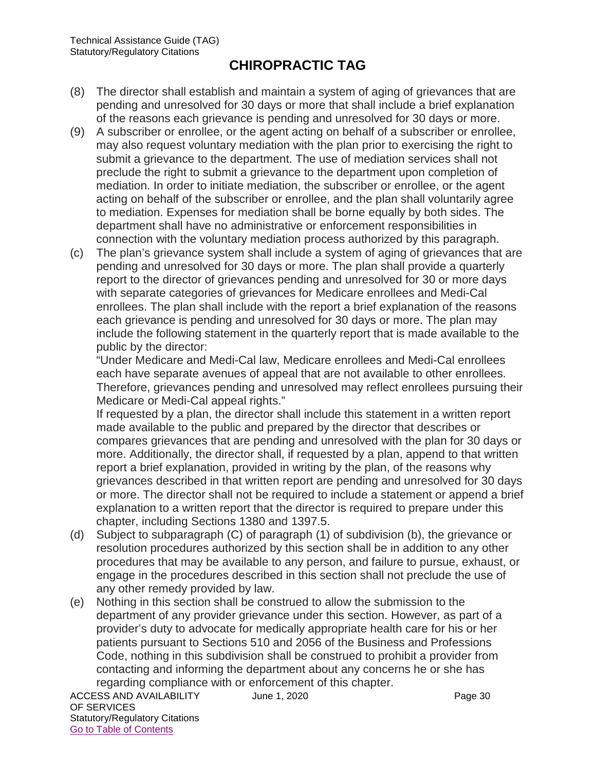# CHIROPRACTIC TAG

(8) The director shall establish and maintain a system of aging of grievances that are pending and unresolved for 30 days or more that shall include a brief explanation of the reasons each grievance is pending and unresolved for 30 days or more.

(9) A subscriber or enrollee, or the agent acting on behalf of a subscriber or enrollee, may also request voluntary mediation with the plan prior to exercising the right to submit a grievance to the department. The use of mediation services shall not preclude the right to submit a grievance to the department upon completion of mediation. In order to initiate mediation, the subscriber or enrollee, or the agent acting on behalf of the subscriber or enrollee, and the plan shall voluntarily agree to mediation. Expenses for mediation shall be borne equally by both sides. The department shall have no administrative or enforcement responsibilities in connection with the voluntary mediation process authorized by this paragraph.

(c) The plan's grievance system shall include a system of aging of grievances that are pending and unresolved for 30 days or more. The plan shall provide a quarterly report to the director of grievances pending and unresolved for 30 or more days with separate categories of grievances for Medicare enrollees and Medi-Cal enrollees. The plan shall include with the report a brief explanation of the reasons each grievance is pending and unresolved for 30 days or more. The plan may include the following statement in the quarterly report that is made available to the public by the director:

"Under Medicare and Medi-Cal law, Medicare enrollees and Medi-Cal enrollees each have separate avenues of appeal that are not available to other enrollees. Therefore, grievances pending and unresolved may reflect enrollees pursuing their Medicare or Medi-Cal appeal rights."

If requested by a plan, the director shall include this statement in a written report made available to the public and prepared by the director that describes or compares grievances that are pending and unresolved with the plan for 30 days or more. Additionally, the director shall, if requested by a plan, append to that written report a brief explanation, provided in writing by the plan, of the reasons why grievances described in that written report are pending and unresolved for 30 days or more. The director shall not be required to include a statement or append a brief explanation to a written report that the director is required to prepare under this chapter, including Sections 1380 and 1397.5.

(d) Subject to subparagraph (C) of paragraph (1) of subdivision (b), the grievance or resolution procedures authorized by this section shall be in addition to any other procedures that may be available to any person, and failure to pursue, exhaust, or engage in the procedures described in this section shall not preclude the use of any other remedy provided by law.

(e) Nothing in this section shall be construed to allow the submission to the department of any provider grievance under this section. However, as part of a provider's duty to advocate for medically appropriate health care for his or her patients pursuant to Sections 510 and 2056 of the Business and Professions Code, nothing in this subdivision shall be construed to prohibit a provider from contacting and informing the department about any concerns he or she has regarding compliance with or enforcement of this chapter.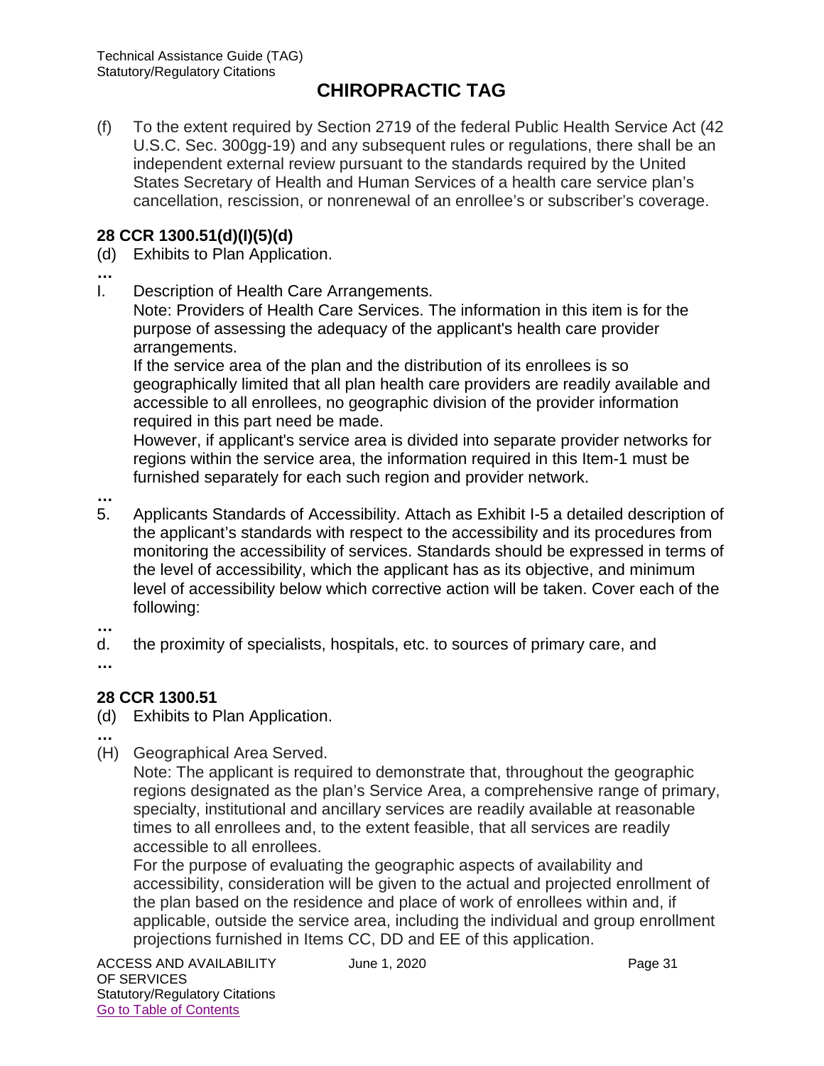# CHIPROPRACTIC TAG

(f) To the extent required by Section 2719 of the federal Public Health Service Act (42 U.S.C. Sec. 300gg-19) and any subsequent rules or regulations, there shall be an independent external review pursuant to the standards required by the United States Secretary of Health and Human Services of a health care service plan's cancellation, rescission, or nonrenewal of an enrollee's or subscriber's coverage.

**28 CCR 1300.51(d)(I)(5)(d)**

(d) Exhibits to Plan Application.

…

I. Description of Health Care Arrangements.
Note: Providers of Health Care Services. The information in this item is for the purpose of assessing the adequacy of the applicant's health care provider arrangements.
If the service area of the plan and the distribution of its enrollees is so geographically limited that all plan health care providers are readily available and accessible to all enrollees, no geographic division of the provider information required in this part need be made.
However, if applicant's service area is divided into separate provider networks for regions within the service area, the information required in this Item-1 must be furnished separately for each such region and provider network.

…

5. Applicants Standards of Accessibility. Attach as Exhibit I-5 a detailed description of the applicant's standards with respect to the accessibility and its procedures from monitoring the accessibility of services. Standards should be expressed in terms of the level of accessibility, which the applicant has as its objective, and minimum level of accessibility below which corrective action will be taken. Cover each of the following:

…

d. the proximity of specialists, hospitals, etc. to sources of primary care, and

…

**28 CCR 1300.51**

(d) Exhibits to Plan Application.

…

(H) Geographical Area Served.
Note: The applicant is required to demonstrate that, throughout the geographic regions designated as the plan's Service Area, a comprehensive range of primary, specialty, institutional and ancillary services are readily available at reasonable times to all enrollees and, to the extent feasible, that all services are readily accessible to all enrollees.
For the purpose of evaluating the geographic aspects of availability and accessibility, consideration will be given to the actual and projected enrollment of the plan based on the residence and place of work of enrollees within and, if applicable, outside the service area, including the individual and group enrollment projections furnished in Items CC, DD and EE of this application.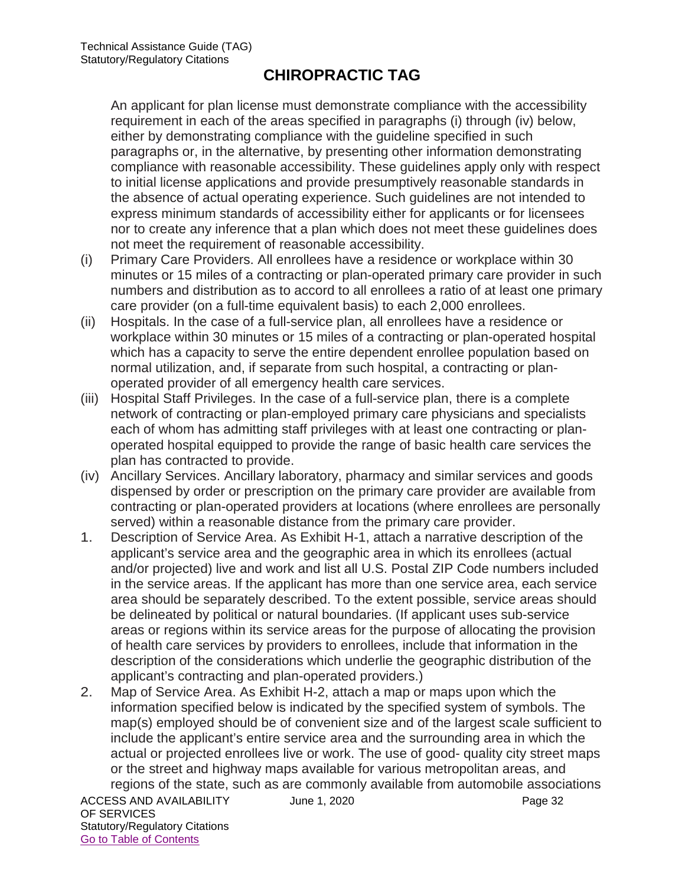# CHIROPRACTIC TAG

An applicant for plan license must demonstrate compliance with the accessibility requirement in each of the areas specified in paragraphs (i) through (iv) below, either by demonstrating compliance with the guideline specified in such paragraphs or, in the alternative, by presenting other information demonstrating compliance with reasonable accessibility. These guidelines apply only with respect to initial license applications and provide presumptively reasonable standards in the absence of actual operating experience. Such guidelines are not intended to express minimum standards of accessibility either for applicants or for licensees nor to create any inference that a plan which does not meet these guidelines does not meet the requirement of reasonable accessibility.

(i) Primary Care Providers. All enrollees have a residence or workplace within 30 minutes or 15 miles of a contracting or plan-operated primary care provider in such numbers and distribution as to accord to all enrollees a ratio of at least one primary care provider (on a full-time equivalent basis) to each 2,000 enrollees.

(ii) Hospitals. In the case of a full-service plan, all enrollees have a residence or workplace within 30 minutes or 15 miles of a contracting or plan-operated hospital which has a capacity to serve the entire dependent enrollee population based on normal utilization, and, if separate from such hospital, a contracting or plan-operated provider of all emergency health care services.

(iii) Hospital Staff Privileges. In the case of a full-service plan, there is a complete network of contracting or plan-employed primary care physicians and specialists each of whom has admitting staff privileges with at least one contracting or plan-operated hospital equipped to provide the range of basic health care services the plan has contracted to provide.

(iv) Ancillary Services. Ancillary laboratory, pharmacy and similar services and goods dispensed by order or prescription on the primary care provider are available from contracting or plan-operated providers at locations (where enrollees are personally served) within a reasonable distance from the primary care provider.

1. Description of Service Area. As Exhibit H-1, attach a narrative description of the applicant's service area and the geographic area in which its enrollees (actual and/or projected) live and work and list all U.S. Postal ZIP Code numbers included in the service areas. If the applicant has more than one service area, each service area should be separately described. To the extent possible, service areas should be delineated by political or natural boundaries. (If applicant uses sub-service areas or regions within its service areas for the purpose of allocating the provision of health care services by providers to enrollees, include that information in the description of the considerations which underlie the geographic distribution of the applicant's contracting and plan-operated providers.)

2. Map of Service Area. As Exhibit H-2, attach a map or maps upon which the information specified below is indicated by the specified system of symbols. The map(s) employed should be of convenient size and of the largest scale sufficient to include the applicant's entire service area and the surrounding area in which the actual or projected enrollees live or work. The use of good- quality city street maps or the street and highway maps available for various metropolitan areas, and regions of the state, such as are commonly available from automobile associations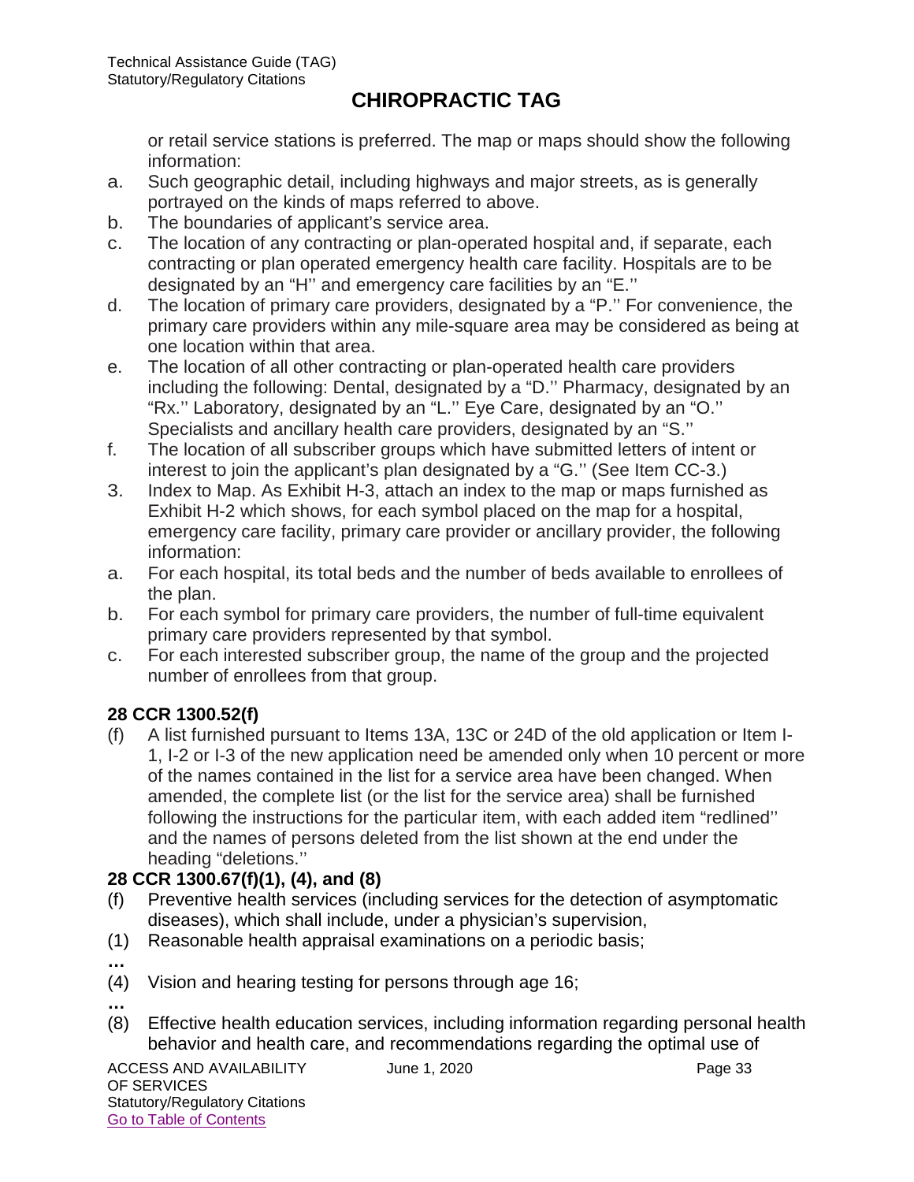or retail service stations is preferred. The map or maps should show the following information:

a. Such geographic detail, including highways and major streets, as is generally portrayed on the kinds of maps referred to above.
b. The boundaries of applicant's service area.
c. The location of any contracting or plan-operated hospital and, if separate, each contracting or plan operated emergency health care facility. Hospitals are to be designated by an "H'' and emergency care facilities by an "E.''
d. The location of primary care providers, designated by a "P.'' For convenience, the primary care providers within any mile-square area may be considered as being at one location within that area.
e. The location of all other contracting or plan-operated health care providers including the following: Dental, designated by a "D.'' Pharmacy, designated by an "Rx.'' Laboratory, designated by an "L.'' Eye Care, designated by an "O.'' Specialists and ancillary health care providers, designated by an "S.''
f. The location of all subscriber groups which have submitted letters of intent or interest to join the applicant's plan designated by a "G.'' (See Item CC-3.)

3. Index to Map. As Exhibit H-3, attach an index to the map or maps furnished as Exhibit H-2 which shows, for each symbol placed on the map for a hospital, emergency care facility, primary care provider or ancillary provider, the following information:

a. For each hospital, its total beds and the number of beds available to enrollees of the plan.
b. For each symbol for primary care providers, the number of full-time equivalent primary care providers represented by that symbol.
c. For each interested subscriber group, the name of the group and the projected number of enrollees from that group.

**28 CCR 1300.52(f)**

(f) A list furnished pursuant to Items 13A, 13C or 24D of the old application or Item I-1, I-2 or I-3 of the new application need be amended only when 10 percent or more of the names contained in the list for a service area have been changed. When amended, the complete list (or the list for the service area) shall be furnished following the instructions for the particular item, with each added item "redlined'' and the names of persons deleted from the list shown at the end under the heading "deletions.''

**28 CCR 1300.67(f)(1), (4), and (8)**

(f) Preventive health services (including services for the detection of asymptomatic diseases), which shall include, under a physician's supervision,

(1) Reasonable health appraisal examinations on a periodic basis;

…

(4) Vision and hearing testing for persons through age 16;

…

(8) Effective health education services, including information regarding personal health behavior and health care, and recommendations regarding the optimal use of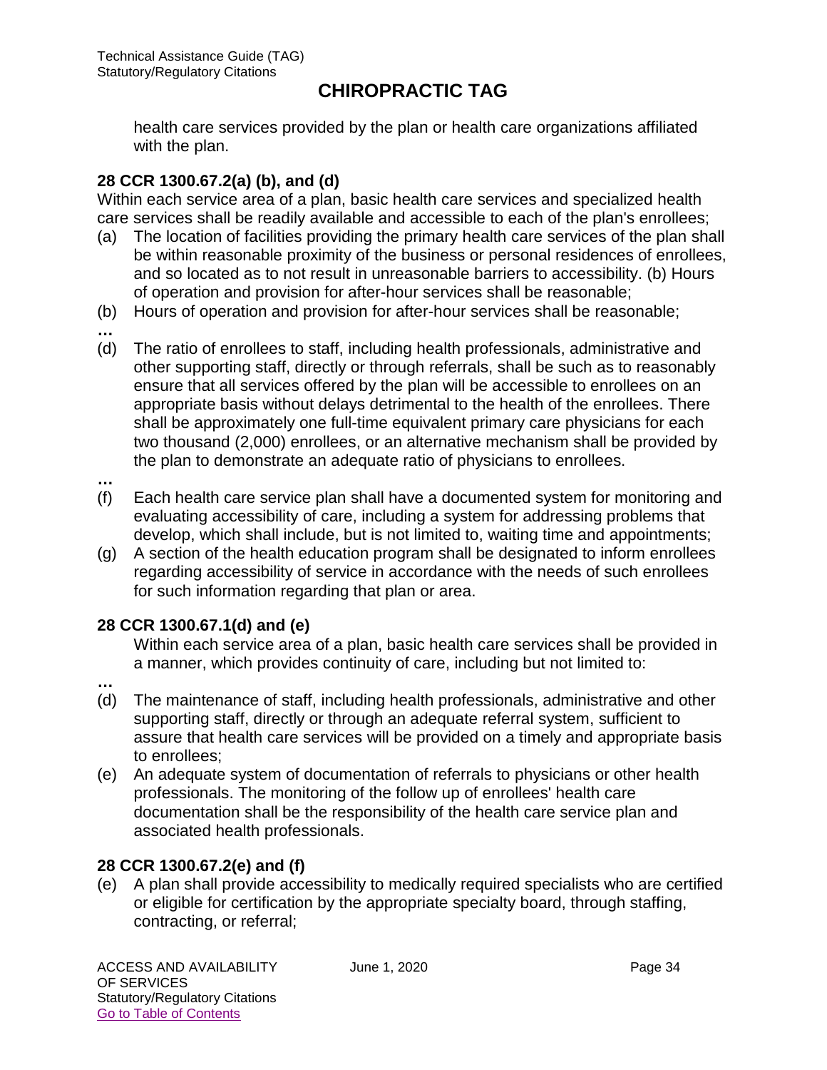health care services provided by the plan or health care organizations affiliated with the plan.

**28 CCR 1300.67.2(a) (b), and (d)**

Within each service area of a plan, basic health care services and specialized health care services shall be readily available and accessible to each of the plan's enrollees;

(a) The location of facilities providing the primary health care services of the plan shall be within reasonable proximity of the business or personal residences of enrollees, and so located as to not result in unreasonable barriers to accessibility. (b) Hours of operation and provision for after-hour services shall be reasonable;

(b) Hours of operation and provision for after-hour services shall be reasonable;

…

(d) The ratio of enrollees to staff, including health professionals, administrative and other supporting staff, directly or through referrals, shall be such as to reasonably ensure that all services offered by the plan will be accessible to enrollees on an appropriate basis without delays detrimental to the health of the enrollees. There shall be approximately one full-time equivalent primary care physicians for each two thousand (2,000) enrollees, or an alternative mechanism shall be provided by the plan to demonstrate an adequate ratio of physicians to enrollees.

…

(f) Each health care service plan shall have a documented system for monitoring and evaluating accessibility of care, including a system for addressing problems that develop, which shall include, but is not limited to, waiting time and appointments;

(g) A section of the health education program shall be designated to inform enrollees regarding accessibility of service in accordance with the needs of such enrollees for such information regarding that plan or area.

**28 CCR 1300.67.1(d) and (e)**

Within each service area of a plan, basic health care services shall be provided in a manner, which provides continuity of care, including but not limited to:

…

(d) The maintenance of staff, including health professionals, administrative and other supporting staff, directly or through an adequate referral system, sufficient to assure that health care services will be provided on a timely and appropriate basis to enrollees;

(e) An adequate system of documentation of referrals to physicians or other health professionals. The monitoring of the follow up of enrollees' health care documentation shall be the responsibility of the health care service plan and associated health professionals.

**28 CCR 1300.67.2(e) and (f)**

(e) A plan shall provide accessibility to medically required specialists who are certified or eligible for certification by the appropriate specialty board, through staffing, contracting, or referral;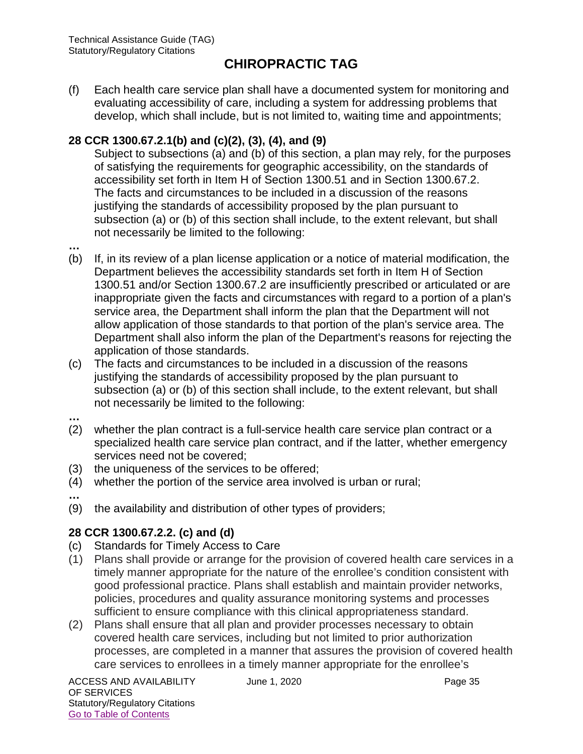# CHIROPRACTIC TAG

(f) Each health care service plan shall have a documented system for monitoring and evaluating accessibility of care, including a system for addressing problems that develop, which shall include, but is not limited to, waiting time and appointments;

**28 CCR 1300.67.2.1(b) and (c)(2), (3), (4), and (9)**

Subject to subsections (a) and (b) of this section, a plan may rely, for the purposes of satisfying the requirements for geographic accessibility, on the standards of accessibility set forth in Item H of Section 1300.51 and in Section 1300.67.2. The facts and circumstances to be included in a discussion of the reasons justifying the standards of accessibility proposed by the plan pursuant to subsection (a) or (b) of this section shall include, to the extent relevant, but shall not necessarily be limited to the following:

**…**

(b) If, in its review of a plan license application or a notice of material modification, the Department believes the accessibility standards set forth in Item H of Section 1300.51 and/or Section 1300.67.2 are insufficiently prescribed or articulated or are inappropriate given the facts and circumstances with regard to a portion of a plan's service area, the Department shall inform the plan that the Department will not allow application of those standards to that portion of the plan's service area. The Department shall also inform the plan of the Department's reasons for rejecting the application of those standards.

(c) The facts and circumstances to be included in a discussion of the reasons justifying the standards of accessibility proposed by the plan pursuant to subsection (a) or (b) of this section shall include, to the extent relevant, but shall not necessarily be limited to the following:

**…**

(2) whether the plan contract is a full-service health care service plan contract or a specialized health care service plan contract, and if the latter, whether emergency services need not be covered;

(3) the uniqueness of the services to be offered;

(4) whether the portion of the service area involved is urban or rural;

**…**

(9) the availability and distribution of other types of providers;

**28 CCR 1300.67.2.2. (c) and (d)**

(c) Standards for Timely Access to Care

(1) Plans shall provide or arrange for the provision of covered health care services in a timely manner appropriate for the nature of the enrollee's condition consistent with good professional practice. Plans shall establish and maintain provider networks, policies, procedures and quality assurance monitoring systems and processes sufficient to ensure compliance with this clinical appropriateness standard.

(2) Plans shall ensure that all plan and provider processes necessary to obtain covered health care services, including but not limited to prior authorization processes, are completed in a manner that assures the provision of covered health care services to enrollees in a timely manner appropriate for the enrollee's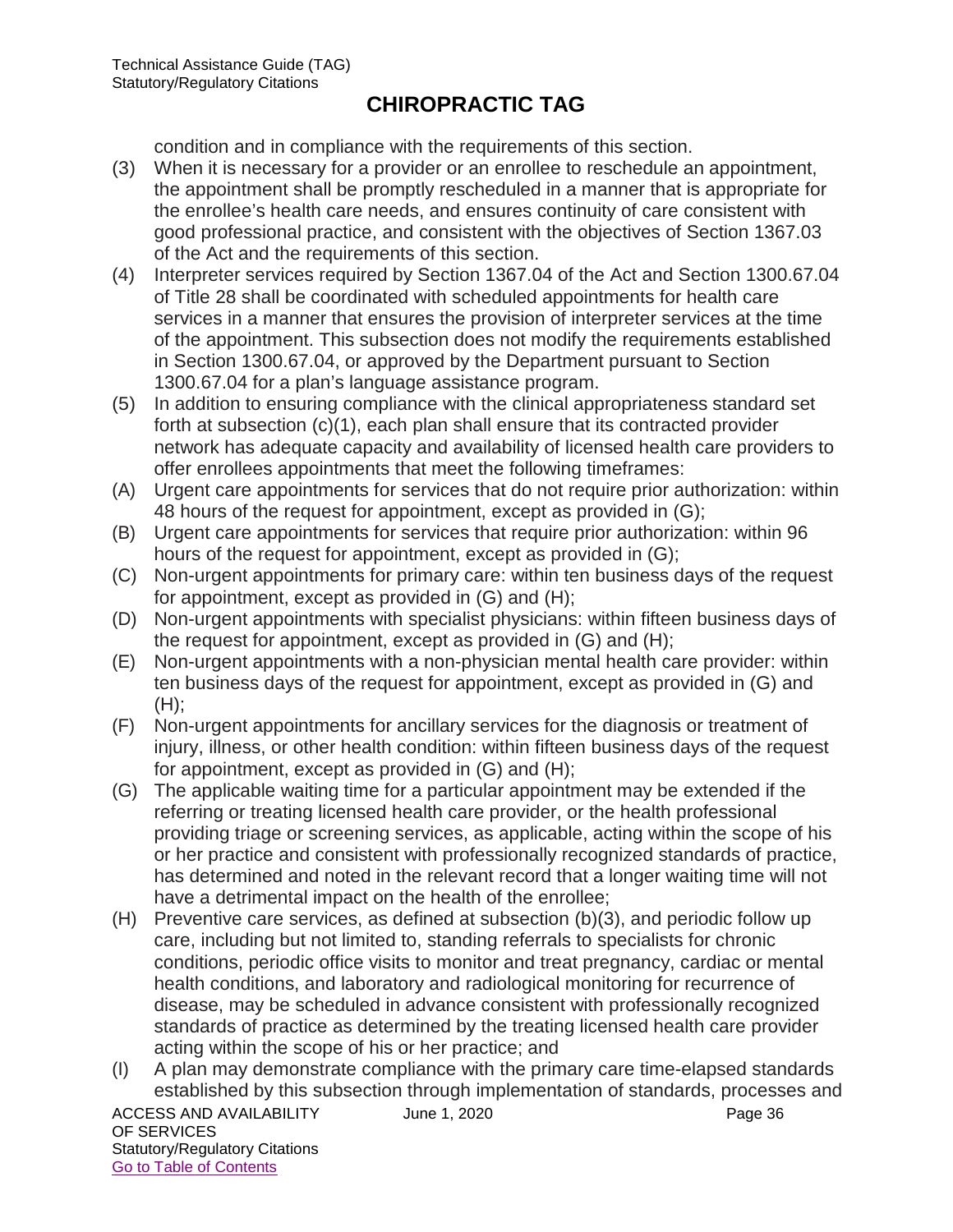condition and in compliance with the requirements of this section.

(3) When it is necessary for a provider or an enrollee to reschedule an appointment, the appointment shall be promptly rescheduled in a manner that is appropriate for the enrollee's health care needs, and ensures continuity of care consistent with good professional practice, and consistent with the objectives of Section 1367.03 of the Act and the requirements of this section.

(4) Interpreter services required by Section 1367.04 of the Act and Section 1300.67.04 of Title 28 shall be coordinated with scheduled appointments for health care services in a manner that ensures the provision of interpreter services at the time of the appointment. This subsection does not modify the requirements established in Section 1300.67.04, or approved by the Department pursuant to Section 1300.67.04 for a plan's language assistance program.

(5) In addition to ensuring compliance with the clinical appropriateness standard set forth at subsection (c)(1), each plan shall ensure that its contracted provider network has adequate capacity and availability of licensed health care providers to offer enrollees appointments that meet the following timeframes:

(A) Urgent care appointments for services that do not require prior authorization: within 48 hours of the request for appointment, except as provided in (G);

(B) Urgent care appointments for services that require prior authorization: within 96 hours of the request for appointment, except as provided in (G);

(C) Non-urgent appointments for primary care: within ten business days of the request for appointment, except as provided in (G) and (H);

(D) Non-urgent appointments with specialist physicians: within fifteen business days of the request for appointment, except as provided in (G) and (H);

(E) Non-urgent appointments with a non-physician mental health care provider: within ten business days of the request for appointment, except as provided in (G) and (H);

(F) Non-urgent appointments for ancillary services for the diagnosis or treatment of injury, illness, or other health condition: within fifteen business days of the request for appointment, except as provided in (G) and (H);

(G) The applicable waiting time for a particular appointment may be extended if the referring or treating licensed health care provider, or the health professional providing triage or screening services, as applicable, acting within the scope of his or her practice and consistent with professionally recognized standards of practice, has determined and noted in the relevant record that a longer waiting time will not have a detrimental impact on the health of the enrollee;

(H) Preventive care services, as defined at subsection (b)(3), and periodic follow up care, including but not limited to, standing referrals to specialists for chronic conditions, periodic office visits to monitor and treat pregnancy, cardiac or mental health conditions, and laboratory and radiological monitoring for recurrence of disease, may be scheduled in advance consistent with professionally recognized standards of practice as determined by the treating licensed health care provider acting within the scope of his or her practice; and

(I) A plan may demonstrate compliance with the primary care time-elapsed standards established by this subsection through implementation of standards, processes and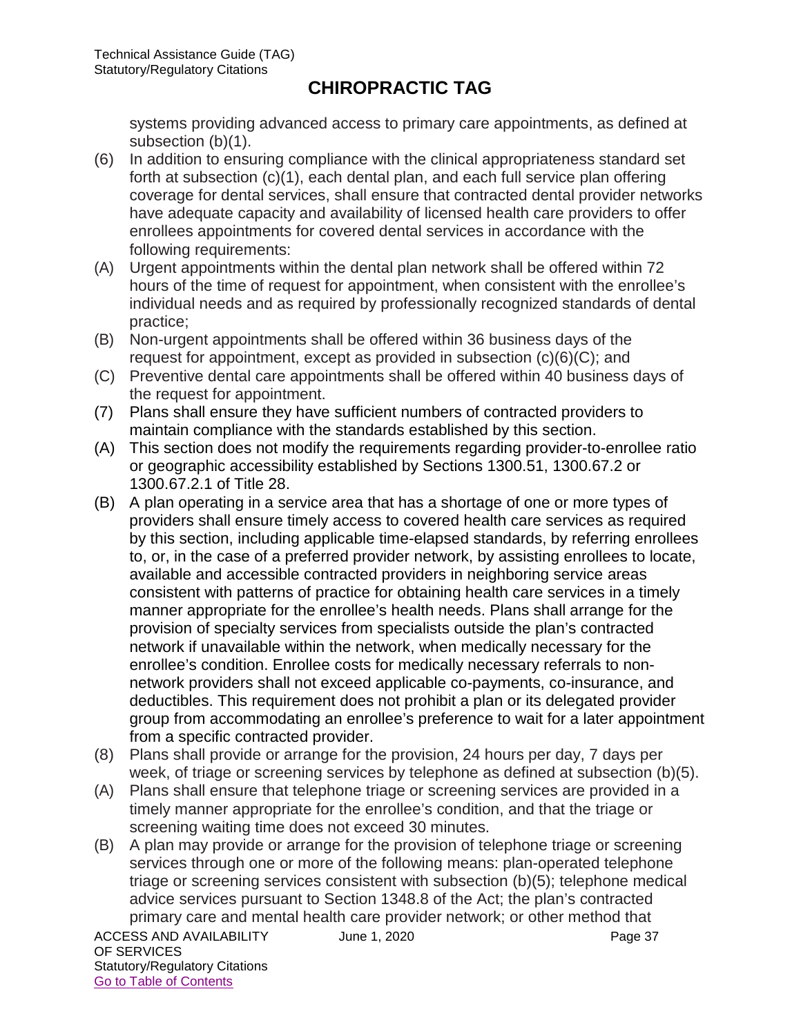systems providing advanced access to primary care appointments, as defined at subsection (b)(1).

(6) In addition to ensuring compliance with the clinical appropriateness standard set forth at subsection (c)(1), each dental plan, and each full service plan offering coverage for dental services, shall ensure that contracted dental provider networks have adequate capacity and availability of licensed health care providers to offer enrollees appointments for covered dental services in accordance with the following requirements:

(A) Urgent appointments within the dental plan network shall be offered within 72 hours of the time of request for appointment, when consistent with the enrollee's individual needs and as required by professionally recognized standards of dental practice;

(B) Non-urgent appointments shall be offered within 36 business days of the request for appointment, except as provided in subsection (c)(6)(C); and

(C) Preventive dental care appointments shall be offered within 40 business days of the request for appointment.

(7) Plans shall ensure they have sufficient numbers of contracted providers to maintain compliance with the standards established by this section.

(A) This section does not modify the requirements regarding provider-to-enrollee ratio or geographic accessibility established by Sections 1300.51, 1300.67.2 or 1300.67.2.1 of Title 28.

(B) A plan operating in a service area that has a shortage of one or more types of providers shall ensure timely access to covered health care services as required by this section, including applicable time-elapsed standards, by referring enrollees to, or, in the case of a preferred provider network, by assisting enrollees to locate, available and accessible contracted providers in neighboring service areas consistent with patterns of practice for obtaining health care services in a timely manner appropriate for the enrollee's health needs. Plans shall arrange for the provision of specialty services from specialists outside the plan's contracted network if unavailable within the network, when medically necessary for the enrollee's condition. Enrollee costs for medically necessary referrals to non-network providers shall not exceed applicable co-payments, co-insurance, and deductibles. This requirement does not prohibit a plan or its delegated provider group from accommodating an enrollee's preference to wait for a later appointment from a specific contracted provider.

(8) Plans shall provide or arrange for the provision, 24 hours per day, 7 days per week, of triage or screening services by telephone as defined at subsection (b)(5).

(A) Plans shall ensure that telephone triage or screening services are provided in a timely manner appropriate for the enrollee's condition, and that the triage or screening waiting time does not exceed 30 minutes.

(B) A plan may provide or arrange for the provision of telephone triage or screening services through one or more of the following means: plan-operated telephone triage or screening services consistent with subsection (b)(5); telephone medical advice services pursuant to Section 1348.8 of the Act; the plan's contracted primary care and mental health care provider network; or other method that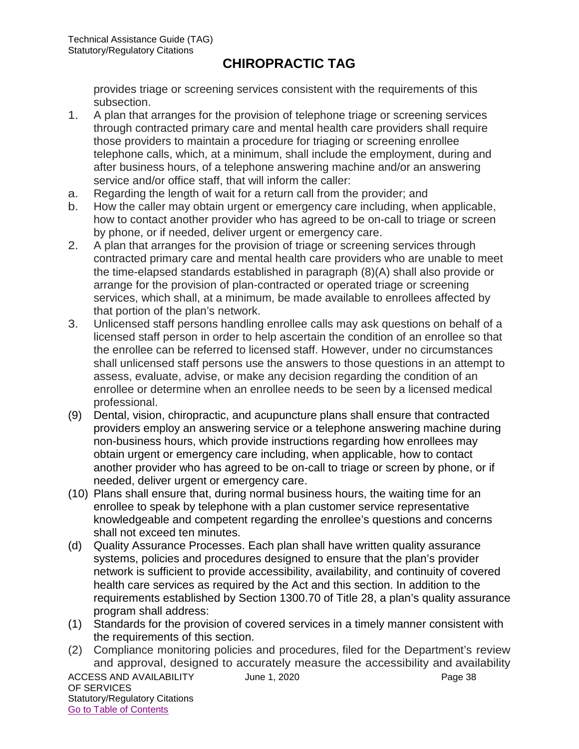provides triage or screening services consistent with the requirements of this subsection.

1. A plan that arranges for the provision of telephone triage or screening services through contracted primary care and mental health care providers shall require those providers to maintain a procedure for triaging or screening enrollee telephone calls, which, at a minimum, shall include the employment, during and after business hours, of a telephone answering machine and/or an answering service and/or office staff, that will inform the caller:

a. Regarding the length of wait for a return call from the provider; and

b. How the caller may obtain urgent or emergency care including, when applicable, how to contact another provider who has agreed to be on-call to triage or screen by phone, or if needed, deliver urgent or emergency care.

2. A plan that arranges for the provision of triage or screening services through contracted primary care and mental health care providers who are unable to meet the time-elapsed standards established in paragraph (8)(A) shall also provide or arrange for the provision of plan-contracted or operated triage or screening services, which shall, at a minimum, be made available to enrollees affected by that portion of the plan's network.

3. Unlicensed staff persons handling enrollee calls may ask questions on behalf of a licensed staff person in order to help ascertain the condition of an enrollee so that the enrollee can be referred to licensed staff. However, under no circumstances shall unlicensed staff persons use the answers to those questions in an attempt to assess, evaluate, advise, or make any decision regarding the condition of an enrollee or determine when an enrollee needs to be seen by a licensed medical professional.

(9) Dental, vision, chiropractic, and acupuncture plans shall ensure that contracted providers employ an answering service or a telephone answering machine during non-business hours, which provide instructions regarding how enrollees may obtain urgent or emergency care including, when applicable, how to contact another provider who has agreed to be on-call to triage or screen by phone, or if needed, deliver urgent or emergency care.

(10) Plans shall ensure that, during normal business hours, the waiting time for an enrollee to speak by telephone with a plan customer service representative knowledgeable and competent regarding the enrollee's questions and concerns shall not exceed ten minutes.

(d) Quality Assurance Processes. Each plan shall have written quality assurance systems, policies and procedures designed to ensure that the plan's provider network is sufficient to provide accessibility, availability, and continuity of covered health care services as required by the Act and this section. In addition to the requirements established by Section 1300.70 of Title 28, a plan's quality assurance program shall address:

(1) Standards for the provision of covered services in a timely manner consistent with the requirements of this section.

(2) Compliance monitoring policies and procedures, filed for the Department's review and approval, designed to accurately measure the accessibility and availability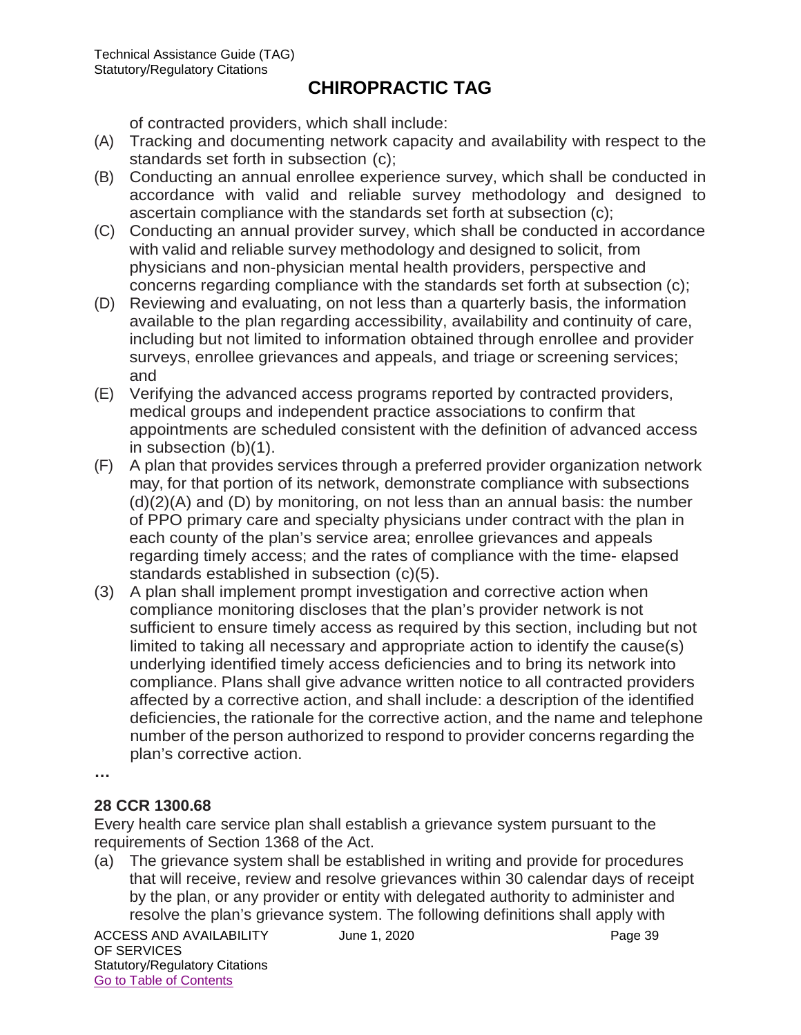of contracted providers, which shall include:

(A) Tracking and documenting network capacity and availability with respect to the standards set forth in subsection (c);

(B) Conducting an annual enrollee experience survey, which shall be conducted in accordance with valid and reliable survey methodology and designed to ascertain compliance with the standards set forth at subsection (c);

(C) Conducting an annual provider survey, which shall be conducted in accordance with valid and reliable survey methodology and designed to solicit, from physicians and non-physician mental health providers, perspective and concerns regarding compliance with the standards set forth at subsection (c);

(D) Reviewing and evaluating, on not less than a quarterly basis, the information available to the plan regarding accessibility, availability and continuity of care, including but not limited to information obtained through enrollee and provider surveys, enrollee grievances and appeals, and triage or screening services; and

(E) Verifying the advanced access programs reported by contracted providers, medical groups and independent practice associations to confirm that appointments are scheduled consistent with the definition of advanced access in subsection (b)(1).

(F) A plan that provides services through a preferred provider organization network may, for that portion of its network, demonstrate compliance with subsections (d)(2)(A) and (D) by monitoring, on not less than an annual basis: the number of PPO primary care and specialty physicians under contract with the plan in each county of the plan's service area; enrollee grievances and appeals regarding timely access; and the rates of compliance with the time- elapsed standards established in subsection (c)(5).

(3) A plan shall implement prompt investigation and corrective action when compliance monitoring discloses that the plan's provider network is not sufficient to ensure timely access as required by this section, including but not limited to taking all necessary and appropriate action to identify the cause(s) underlying identified timely access deficiencies and to bring its network into compliance. Plans shall give advance written notice to all contracted providers affected by a corrective action, and shall include: a description of the identified deficiencies, the rationale for the corrective action, and the name and telephone number of the person authorized to respond to provider concerns regarding the plan's corrective action.

…

**28 CCR 1300.68**

Every health care service plan shall establish a grievance system pursuant to the requirements of Section 1368 of the Act.

(a) The grievance system shall be established in writing and provide for procedures that will receive, review and resolve grievances within 30 calendar days of receipt by the plan, or any provider or entity with delegated authority to administer and resolve the plan's grievance system. The following definitions shall apply with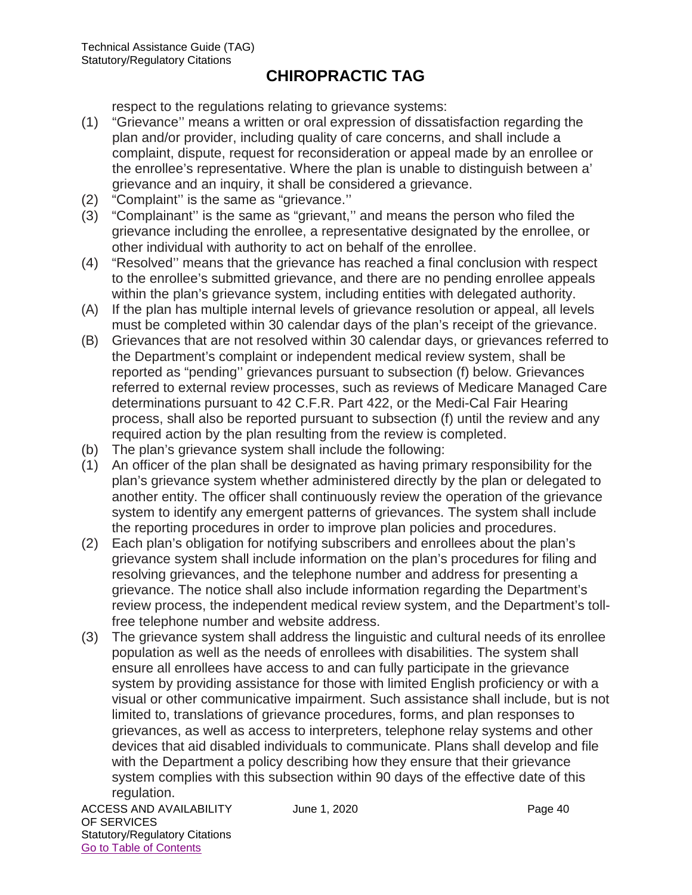respect to the regulations relating to grievance systems:

(1) "Grievance'' means a written or oral expression of dissatisfaction regarding the plan and/or provider, including quality of care concerns, and shall include a complaint, dispute, request for reconsideration or appeal made by an enrollee or the enrollee's representative. Where the plan is unable to distinguish between a' grievance and an inquiry, it shall be considered a grievance.

(2) "Complaint'' is the same as "grievance.''

(3) "Complainant'' is the same as "grievant,'' and means the person who filed the grievance including the enrollee, a representative designated by the enrollee, or other individual with authority to act on behalf of the enrollee.

(4) "Resolved'' means that the grievance has reached a final conclusion with respect to the enrollee's submitted grievance, and there are no pending enrollee appeals within the plan's grievance system, including entities with delegated authority.

(A) If the plan has multiple internal levels of grievance resolution or appeal, all levels must be completed within 30 calendar days of the plan's receipt of the grievance.

(B) Grievances that are not resolved within 30 calendar days, or grievances referred to the Department's complaint or independent medical review system, shall be reported as "pending'' grievances pursuant to subsection (f) below. Grievances referred to external review processes, such as reviews of Medicare Managed Care determinations pursuant to 42 C.F.R. Part 422, or the Medi-Cal Fair Hearing process, shall also be reported pursuant to subsection (f) until the review and any required action by the plan resulting from the review is completed.

(b) The plan's grievance system shall include the following:

(1) An officer of the plan shall be designated as having primary responsibility for the plan's grievance system whether administered directly by the plan or delegated to another entity. The officer shall continuously review the operation of the grievance system to identify any emergent patterns of grievances. The system shall include the reporting procedures in order to improve plan policies and procedures.

(2) Each plan's obligation for notifying subscribers and enrollees about the plan's grievance system shall include information on the plan's procedures for filing and resolving grievances, and the telephone number and address for presenting a grievance. The notice shall also include information regarding the Department's review process, the independent medical review system, and the Department's toll-free telephone number and website address.

(3) The grievance system shall address the linguistic and cultural needs of its enrollee population as well as the needs of enrollees with disabilities. The system shall ensure all enrollees have access to and can fully participate in the grievance system by providing assistance for those with limited English proficiency or with a visual or other communicative impairment. Such assistance shall include, but is not limited to, translations of grievance procedures, forms, and plan responses to grievances, as well as access to interpreters, telephone relay systems and other devices that aid disabled individuals to communicate. Plans shall develop and file with the Department a policy describing how they ensure that their grievance system complies with this subsection within 90 days of the effective date of this regulation.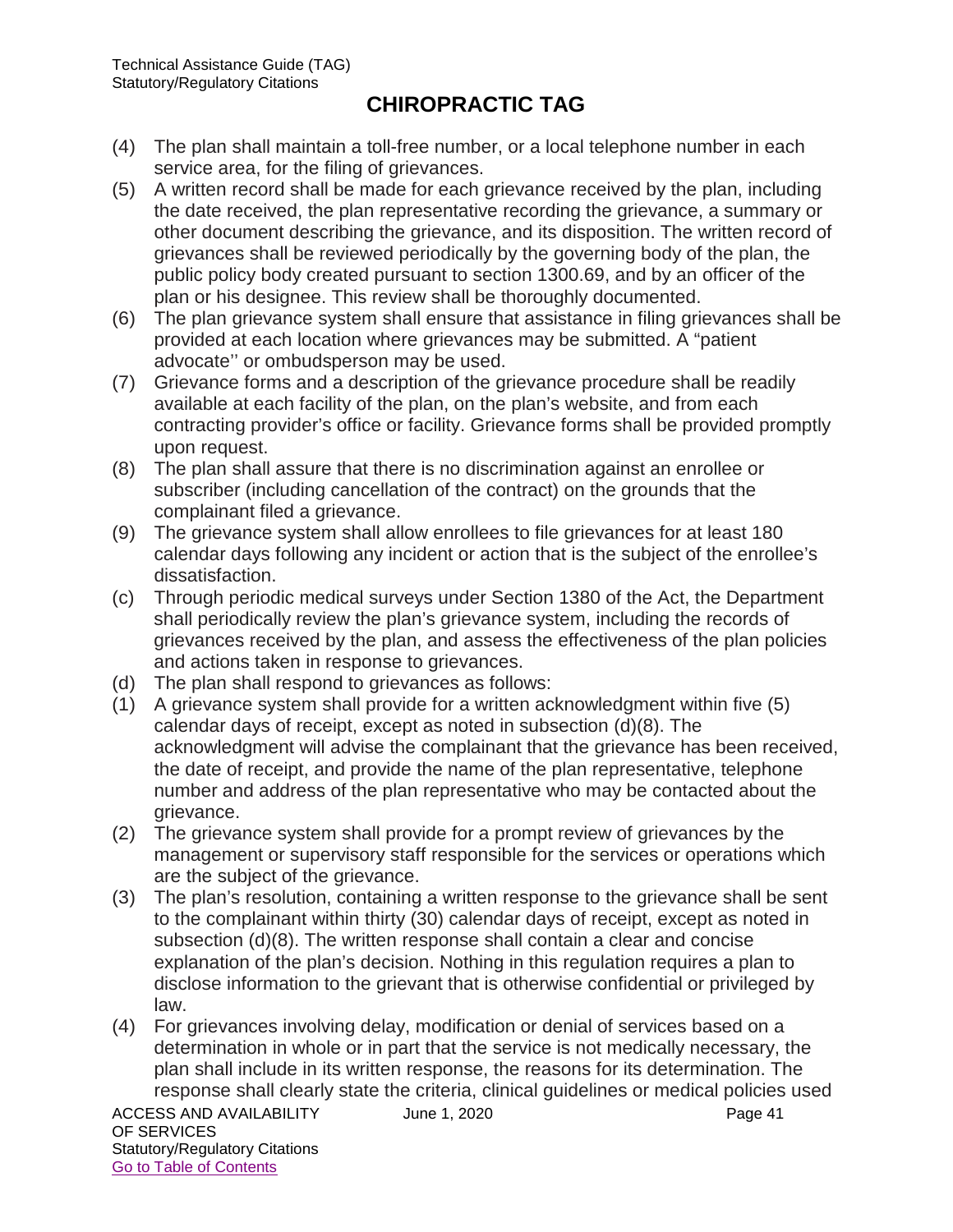# CHIROPRACTIC TAG

(4) The plan shall maintain a toll-free number, or a local telephone number in each service area, for the filing of grievances.

(5) A written record shall be made for each grievance received by the plan, including the date received, the plan representative recording the grievance, a summary or other document describing the grievance, and its disposition. The written record of grievances shall be reviewed periodically by the governing body of the plan, the public policy body created pursuant to section 1300.69, and by an officer of the plan or his designee. This review shall be thoroughly documented.

(6) The plan grievance system shall ensure that assistance in filing grievances shall be provided at each location where grievances may be submitted. A "patient advocate'' or ombudsperson may be used.

(7) Grievance forms and a description of the grievance procedure shall be readily available at each facility of the plan, on the plan's website, and from each contracting provider's office or facility. Grievance forms shall be provided promptly upon request.

(8) The plan shall assure that there is no discrimination against an enrollee or subscriber (including cancellation of the contract) on the grounds that the complainant filed a grievance.

(9) The grievance system shall allow enrollees to file grievances for at least 180 calendar days following any incident or action that is the subject of the enrollee's dissatisfaction.

(c) Through periodic medical surveys under Section 1380 of the Act, the Department shall periodically review the plan's grievance system, including the records of grievances received by the plan, and assess the effectiveness of the plan policies and actions taken in response to grievances.

(d) The plan shall respond to grievances as follows:

(1) A grievance system shall provide for a written acknowledgment within five (5) calendar days of receipt, except as noted in subsection (d)(8). The acknowledgment will advise the complainant that the grievance has been received, the date of receipt, and provide the name of the plan representative, telephone number and address of the plan representative who may be contacted about the grievance.

(2) The grievance system shall provide for a prompt review of grievances by the management or supervisory staff responsible for the services or operations which are the subject of the grievance.

(3) The plan's resolution, containing a written response to the grievance shall be sent to the complainant within thirty (30) calendar days of receipt, except as noted in subsection (d)(8). The written response shall contain a clear and concise explanation of the plan's decision. Nothing in this regulation requires a plan to disclose information to the grievant that is otherwise confidential or privileged by law.

(4) For grievances involving delay, modification or denial of services based on a determination in whole or in part that the service is not medically necessary, the plan shall include in its written response, the reasons for its determination. The response shall clearly state the criteria, clinical guidelines or medical policies used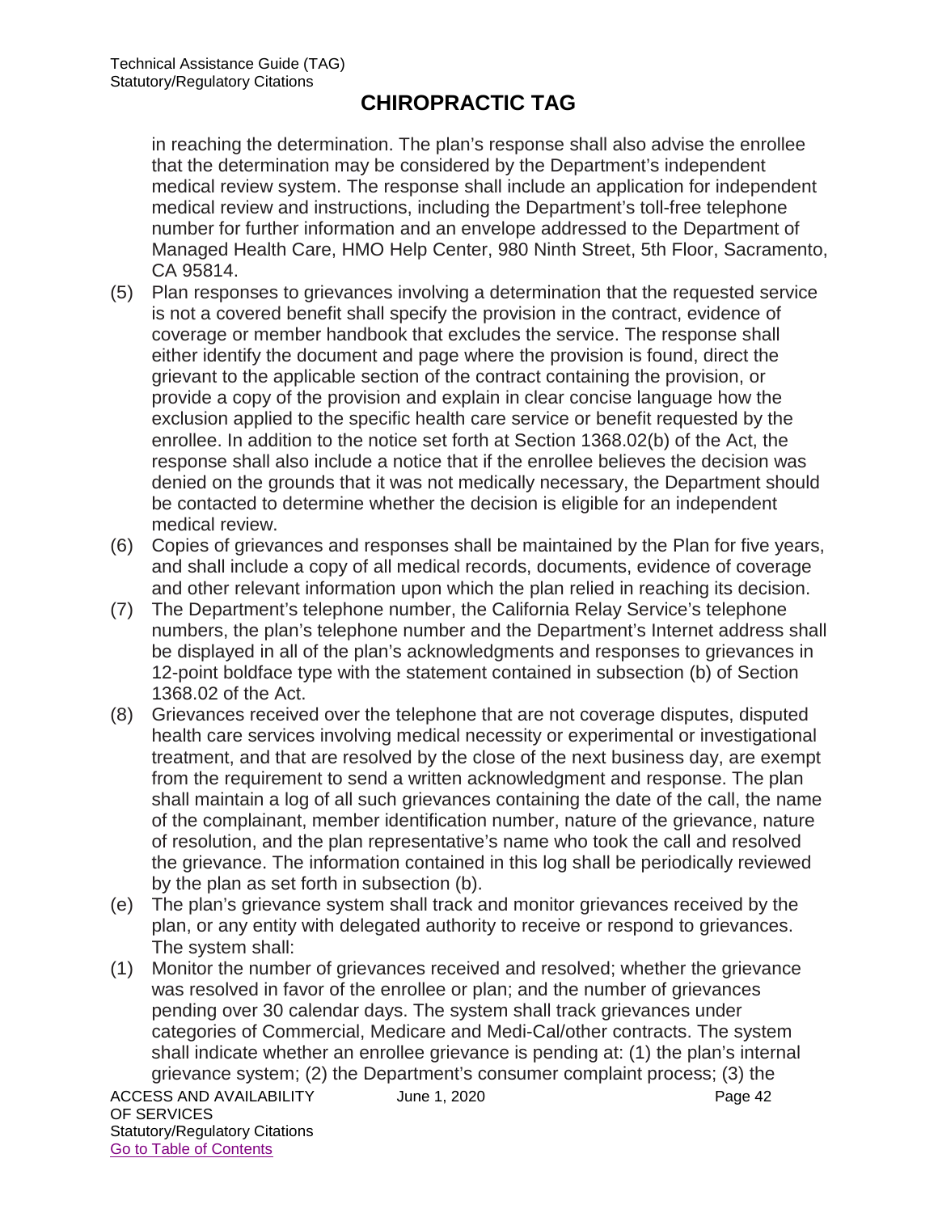in reaching the determination. The plan's response shall also advise the enrollee that the determination may be considered by the Department's independent medical review system. The response shall include an application for independent medical review and instructions, including the Department's toll-free telephone number for further information and an envelope addressed to the Department of Managed Health Care, HMO Help Center, 980 Ninth Street, 5th Floor, Sacramento, CA 95814.

(5) Plan responses to grievances involving a determination that the requested service is not a covered benefit shall specify the provision in the contract, evidence of coverage or member handbook that excludes the service. The response shall either identify the document and page where the provision is found, direct the grievant to the applicable section of the contract containing the provision, or provide a copy of the provision and explain in clear concise language how the exclusion applied to the specific health care service or benefit requested by the enrollee. In addition to the notice set forth at Section 1368.02(b) of the Act, the response shall also include a notice that if the enrollee believes the decision was denied on the grounds that it was not medically necessary, the Department should be contacted to determine whether the decision is eligible for an independent medical review.

(6) Copies of grievances and responses shall be maintained by the Plan for five years, and shall include a copy of all medical records, documents, evidence of coverage and other relevant information upon which the plan relied in reaching its decision.

(7) The Department's telephone number, the California Relay Service's telephone numbers, the plan's telephone number and the Department's Internet address shall be displayed in all of the plan's acknowledgments and responses to grievances in 12-point boldface type with the statement contained in subsection (b) of Section 1368.02 of the Act.

(8) Grievances received over the telephone that are not coverage disputes, disputed health care services involving medical necessity or experimental or investigational treatment, and that are resolved by the close of the next business day, are exempt from the requirement to send a written acknowledgment and response. The plan shall maintain a log of all such grievances containing the date of the call, the name of the complainant, member identification number, nature of the grievance, nature of resolution, and the plan representative's name who took the call and resolved the grievance. The information contained in this log shall be periodically reviewed by the plan as set forth in subsection (b).

(e) The plan's grievance system shall track and monitor grievances received by the plan, or any entity with delegated authority to receive or respond to grievances. The system shall:

(1) Monitor the number of grievances received and resolved; whether the grievance was resolved in favor of the enrollee or plan; and the number of grievances pending over 30 calendar days. The system shall track grievances under categories of Commercial, Medicare and Medi-Cal/other contracts. The system shall indicate whether an enrollee grievance is pending at: (1) the plan's internal grievance system; (2) the Department's consumer complaint process; (3) the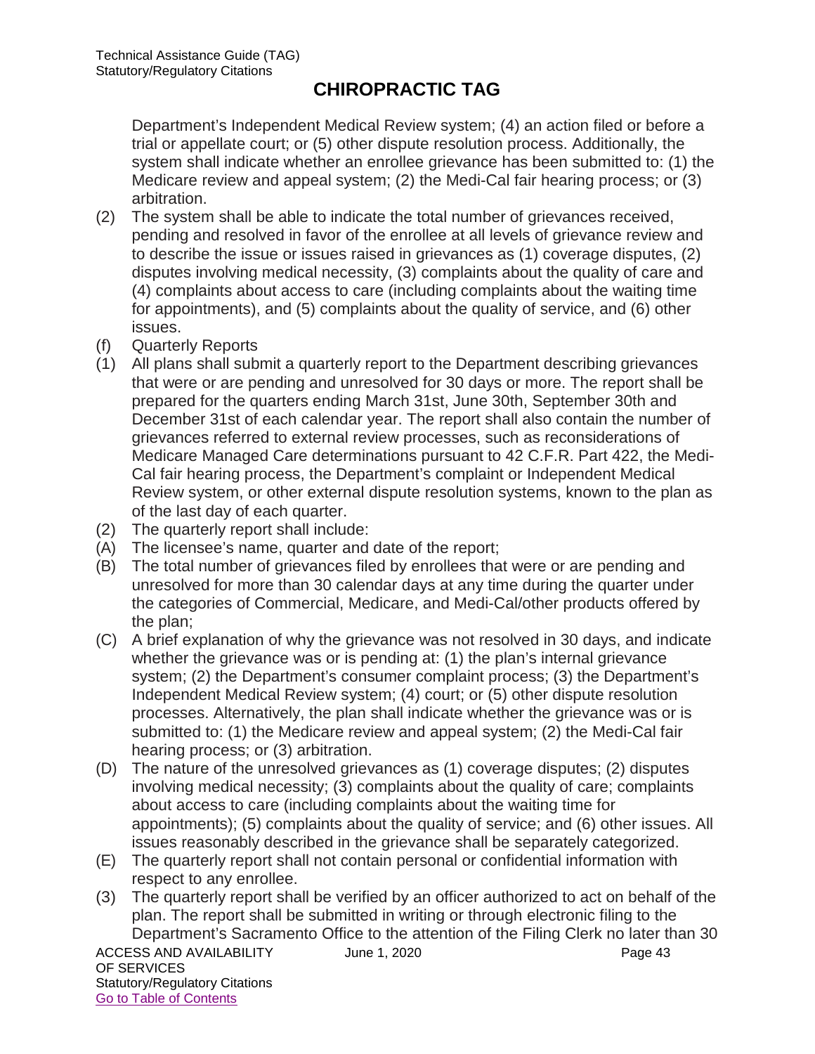Department's Independent Medical Review system; (4) an action filed or before a trial or appellate court; or (5) other dispute resolution process. Additionally, the system shall indicate whether an enrollee grievance has been submitted to: (1) the Medicare review and appeal system; (2) the Medi-Cal fair hearing process; or (3) arbitration.

(2) The system shall be able to indicate the total number of grievances received, pending and resolved in favor of the enrollee at all levels of grievance review and to describe the issue or issues raised in grievances as (1) coverage disputes, (2) disputes involving medical necessity, (3) complaints about the quality of care and (4) complaints about access to care (including complaints about the waiting time for appointments), and (5) complaints about the quality of service, and (6) other issues.

(f) Quarterly Reports

(1) All plans shall submit a quarterly report to the Department describing grievances that were or are pending and unresolved for 30 days or more. The report shall be prepared for the quarters ending March 31st, June 30th, September 30th and December 31st of each calendar year. The report shall also contain the number of grievances referred to external review processes, such as reconsiderations of Medicare Managed Care determinations pursuant to 42 C.F.R. Part 422, the Medi-Cal fair hearing process, the Department's complaint or Independent Medical Review system, or other external dispute resolution systems, known to the plan as of the last day of each quarter.

(2) The quarterly report shall include:

(A) The licensee's name, quarter and date of the report;

(B) The total number of grievances filed by enrollees that were or are pending and unresolved for more than 30 calendar days at any time during the quarter under the categories of Commercial, Medicare, and Medi-Cal/other products offered by the plan;

(C) A brief explanation of why the grievance was not resolved in 30 days, and indicate whether the grievance was or is pending at: (1) the plan's internal grievance system; (2) the Department's consumer complaint process; (3) the Department's Independent Medical Review system; (4) court; or (5) other dispute resolution processes. Alternatively, the plan shall indicate whether the grievance was or is submitted to: (1) the Medicare review and appeal system; (2) the Medi-Cal fair hearing process; or (3) arbitration.

(D) The nature of the unresolved grievances as (1) coverage disputes; (2) disputes involving medical necessity; (3) complaints about the quality of care; complaints about access to care (including complaints about the waiting time for appointments); (5) complaints about the quality of service; and (6) other issues. All issues reasonably described in the grievance shall be separately categorized.

(E) The quarterly report shall not contain personal or confidential information with respect to any enrollee.

(3) The quarterly report shall be verified by an officer authorized to act on behalf of the plan. The report shall be submitted in writing or through electronic filing to the Department's Sacramento Office to the attention of the Filing Clerk no later than 30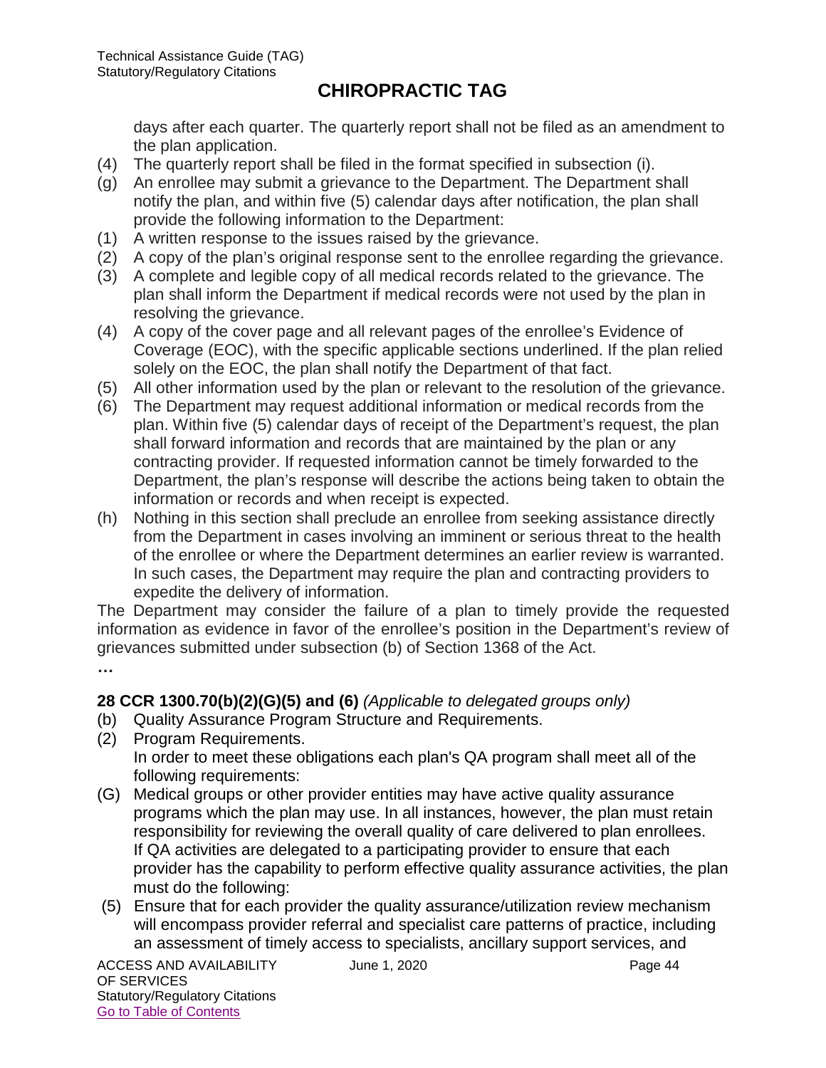days after each quarter. The quarterly report shall not be filed as an amendment to the plan application.

(4) The quarterly report shall be filed in the format specified in subsection (i).

(g) An enrollee may submit a grievance to the Department. The Department shall notify the plan, and within five (5) calendar days after notification, the plan shall provide the following information to the Department:

(1) A written response to the issues raised by the grievance.

(2) A copy of the plan's original response sent to the enrollee regarding the grievance.

(3) A complete and legible copy of all medical records related to the grievance. The plan shall inform the Department if medical records were not used by the plan in resolving the grievance.

(4) A copy of the cover page and all relevant pages of the enrollee's Evidence of Coverage (EOC), with the specific applicable sections underlined. If the plan relied solely on the EOC, the plan shall notify the Department of that fact.

(5) All other information used by the plan or relevant to the resolution of the grievance.

(6) The Department may request additional information or medical records from the plan. Within five (5) calendar days of receipt of the Department's request, the plan shall forward information and records that are maintained by the plan or any contracting provider. If requested information cannot be timely forwarded to the Department, the plan's response will describe the actions being taken to obtain the information or records and when receipt is expected.

(h) Nothing in this section shall preclude an enrollee from seeking assistance directly from the Department in cases involving an imminent or serious threat to the health of the enrollee or where the Department determines an earlier review is warranted. In such cases, the Department may require the plan and contracting providers to expedite the delivery of information.

The Department may consider the failure of a plan to timely provide the requested information as evidence in favor of the enrollee's position in the Department's review of grievances submitted under subsection (b) of Section 1368 of the Act.

**…**

**28 CCR 1300.70(b)(2)(G)(5) and (6)** *(Applicable to delegated groups only)*

(b) Quality Assurance Program Structure and Requirements.

(2) Program Requirements.
In order to meet these obligations each plan's QA program shall meet all of the following requirements:

(G) Medical groups or other provider entities may have active quality assurance programs which the plan may use. In all instances, however, the plan must retain responsibility for reviewing the overall quality of care delivered to plan enrollees. If QA activities are delegated to a participating provider to ensure that each provider has the capability to perform effective quality assurance activities, the plan must do the following:

(5) Ensure that for each provider the quality assurance/utilization review mechanism will encompass provider referral and specialist care patterns of practice, including an assessment of timely access to specialists, ancillary support services, and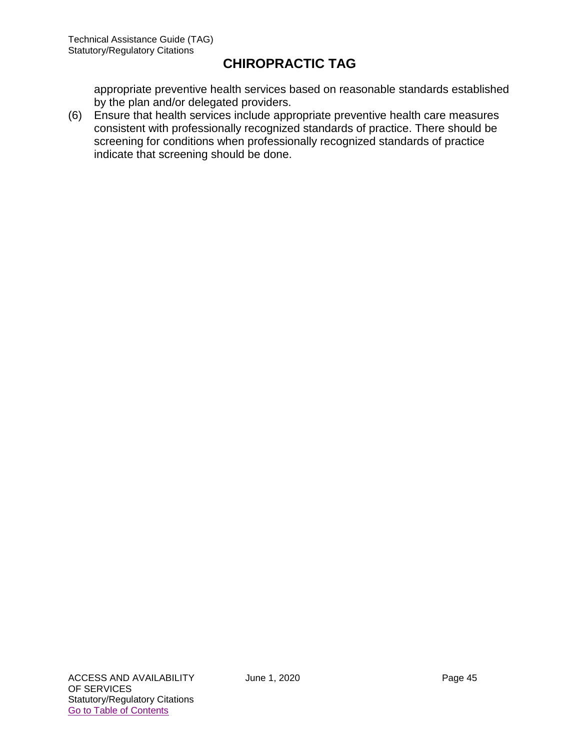appropriate preventive health services based on reasonable standards established by the plan and/or delegated providers.

(6) Ensure that health services include appropriate preventive health care measures consistent with professionally recognized standards of practice. There should be screening for conditions when professionally recognized standards of practice indicate that screening should be done.